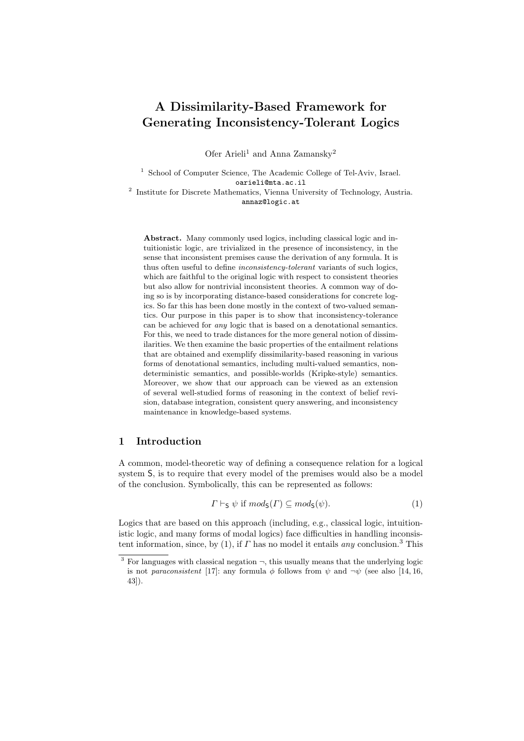# A Dissimilarity-Based Framework for Generating Inconsistency-Tolerant Logics

Ofer Arieli[1] and Anna Zamansky[2]

[1] School of Computer Science, The Academic College of Tel-Aviv, Israel.
oarieli@mta.ac.il

[2] Institute for Discrete Mathematics, Vienna University of Technology, Austria.
annaz@logic.at

**Abstract.** Many commonly used logics, including classical logic and intuitionistic logic, are trivialized in the presence of inconsistency, in the sense that inconsistent premises cause the derivation of any formula. It is thus often useful to define *inconsistency-tolerant* variants of such logics, which are faithful to the original logic with respect to consistent theories but also allow for nontrivial inconsistent theories. A common way of doing so is by incorporating distance-based considerations for concrete logics. So far this has been done mostly in the context of two-valued semantics. Our purpose in this paper is to show that inconsistency-tolerance can be achieved for *any* logic that is based on a denotational semantics. For this, we need to trade distances for the more general notion of dissimilarities. We then examine the basic properties of the entailment relations that are obtained and exemplify dissimilarity-based reasoning in various forms of denotational semantics, including multi-valued semantics, nondeterministic semantics, and possible-worlds (Kripke-style) semantics. Moreover, we show that our approach can be viewed as an extension of several well-studied forms of reasoning in the context of belief revision, database integration, consistent query answering, and inconsistency maintenance in knowledge-based systems.

## 1 Introduction

A common, model-theoretic way of defining a consequence relation for a logical system $\mathsf{S}$, is to require that every model of the premises would also be a model of the conclusion. Symbolically, this can be represented as follows:

$$\Gamma \vdash_{\mathsf{S}} \psi \text{ if } mod_{\mathsf{S}}(\Gamma) \subseteq mod_{\mathsf{S}}(\psi). \tag{1}$$

Logics that are based on this approach (including, e.g., classical logic, intuitionistic logic, and many forms of modal logics) face difficulties in handling inconsistent information, since, by (1), if $\Gamma$ has no model it entails *any* conclusion.[3] This

[3] For languages with classical negation $\neg$, this usually means that the underlying logic is not *paraconsistent* [17]: any formula $\phi$ follows from $\psi$ and $\neg\psi$ (see also [14, 16, 43]).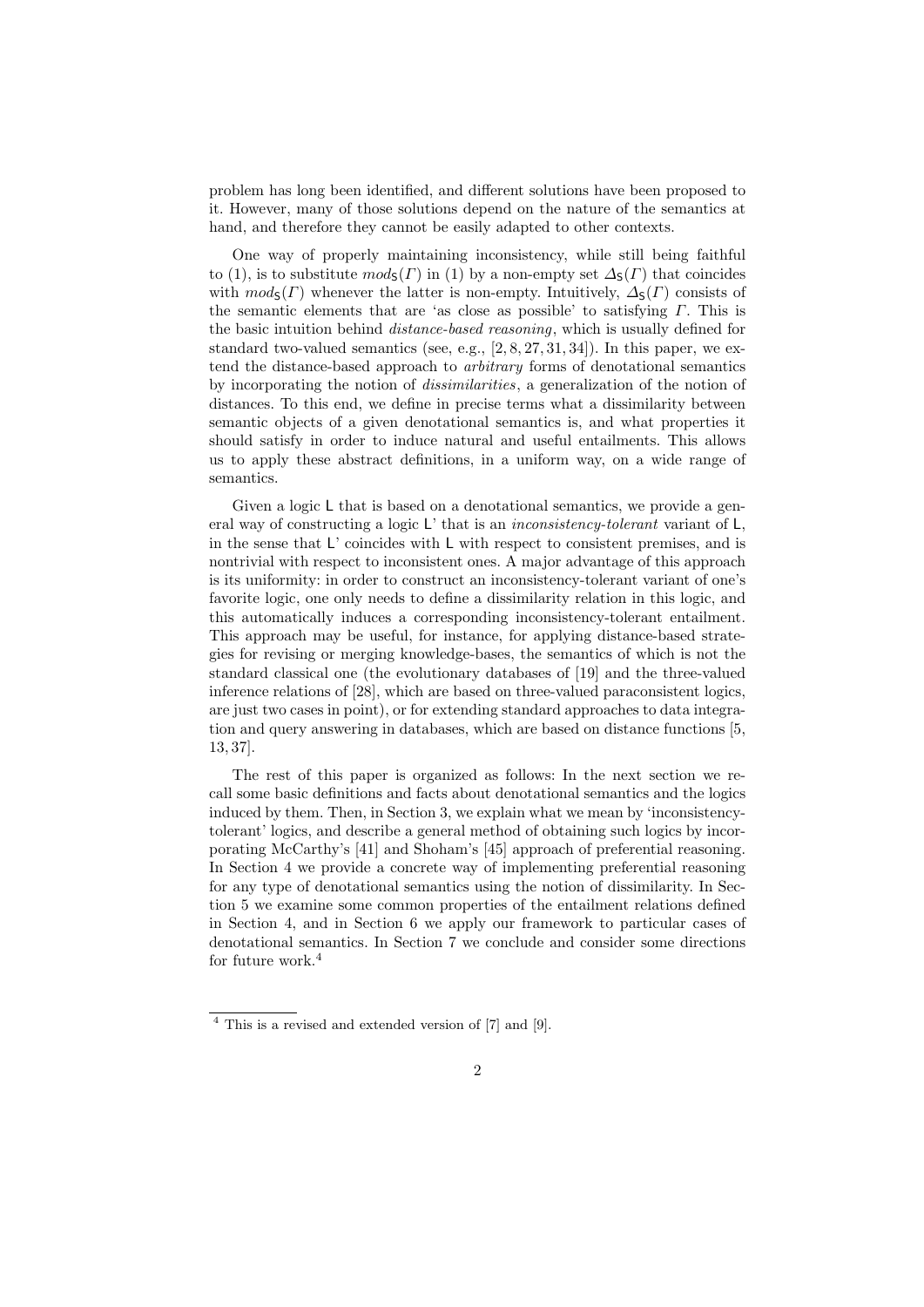problem has long been identified, and different solutions have been proposed to it. However, many of those solutions depend on the nature of the semantics at hand, and therefore they cannot be easily adapted to other contexts.

One way of properly maintaining inconsistency, while still being faithful to (1), is to substitute $mod_{\mathsf{S}}(\Gamma)$ in (1) by a non-empty set $\Delta_{\mathsf{S}}(\Gamma)$ that coincides with $mod_{\mathsf{S}}(\Gamma)$ whenever the latter is non-empty. Intuitively, $\Delta_{\mathsf{S}}(\Gamma)$ consists of the semantic elements that are 'as close as possible' to satisfying $\Gamma$. This is the basic intuition behind *distance-based reasoning*, which is usually defined for standard two-valued semantics (see, e.g., [2, 8, 27, 31, 34]). In this paper, we extend the distance-based approach to *arbitrary* forms of denotational semantics by incorporating the notion of *dissimilarities*, a generalization of the notion of distances. To this end, we define in precise terms what a dissimilarity between semantic objects of a given denotational semantics is, and what properties it should satisfy in order to induce natural and useful entailments. This allows us to apply these abstract definitions, in a uniform way, on a wide range of semantics.

Given a logic $\mathsf{L}$ that is based on a denotational semantics, we provide a general way of constructing a logic $\mathsf{L}$' that is an *inconsistency-tolerant* variant of $\mathsf{L}$, in the sense that $\mathsf{L}$' coincides with $\mathsf{L}$ with respect to consistent premises, and is nontrivial with respect to inconsistent ones. A major advantage of this approach is its uniformity: in order to construct an inconsistency-tolerant variant of one's favorite logic, one only needs to define a dissimilarity relation in this logic, and this automatically induces a corresponding inconsistency-tolerant entailment. This approach may be useful, for instance, for applying distance-based strategies for revising or merging knowledge-bases, the semantics of which is not the standard classical one (the evolutionary databases of [19] and the three-valued inference relations of [28], which are based on three-valued paraconsistent logics, are just two cases in point), or for extending standard approaches to data integration and query answering in databases, which are based on distance functions [5, 13, 37].

The rest of this paper is organized as follows: In the next section we recall some basic definitions and facts about denotational semantics and the logics induced by them. Then, in Section 3, we explain what we mean by 'inconsistency-tolerant' logics, and describe a general method of obtaining such logics by incorporating McCarthy's [41] and Shoham's [45] approach of preferential reasoning. In Section 4 we provide a concrete way of implementing preferential reasoning for any type of denotational semantics using the notion of dissimilarity. In Section 5 we examine some common properties of the entailment relations defined in Section 4, and in Section 6 we apply our framework to particular cases of denotational semantics. In Section 7 we conclude and consider some directions for future work.[4]

---

[4] This is a revised and extended version of [7] and [9].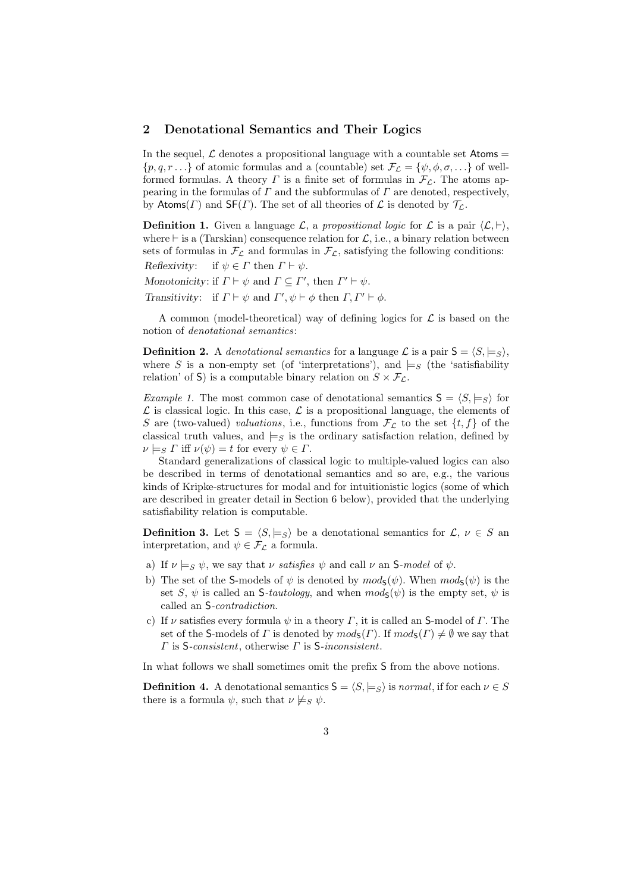## 2 Denotational Semantics and Their Logics

In the sequel, $\mathcal{L}$ denotes a propositional language with a countable set $\mathsf{Atoms} = \{p, q, r \ldots\}$ of atomic formulas and a (countable) set $\mathcal{F}_{\mathcal{L}} = \{\psi, \phi, \sigma, \ldots\}$ of well-formed formulas. A theory $\Gamma$ is a finite set of formulas in $\mathcal{F}_{\mathcal{L}}$. The atoms appearing in the formulas of $\Gamma$ and the subformulas of $\Gamma$ are denoted, respectively, by $\mathsf{Atoms}(\Gamma)$ and $\mathsf{SF}(\Gamma)$. The set of all theories of $\mathcal{L}$ is denoted by $\mathcal{T}_{\mathcal{L}}$.

**Definition 1.** Given a language $\mathcal{L}$, a *propositional logic* for $\mathcal{L}$ is a pair $\langle \mathcal{L}, \vdash \rangle$, where $\vdash$ is a (Tarskian) consequence relation for $\mathcal{L}$, i.e., a binary relation between sets of formulas in $\mathcal{F}_{\mathcal{L}}$ and formulas in $\mathcal{F}_{\mathcal{L}}$, satisfying the following conditions:

*Reflexivity*: if $\psi \in \Gamma$ then $\Gamma \vdash \psi$.

*Monotonicity*: if $\Gamma \vdash \psi$ and $\Gamma \subseteq \Gamma'$, then $\Gamma' \vdash \psi$.

*Transitivity*: if $\Gamma \vdash \psi$ and $\Gamma', \psi \vdash \phi$ then $\Gamma, \Gamma' \vdash \phi$.

A common (model-theoretical) way of defining logics for $\mathcal{L}$ is based on the notion of *denotational semantics*:

**Definition 2.** A *denotational semantics* for a language $\mathcal{L}$ is a pair $\mathsf{S} = \langle S, \models_S \rangle$, where $S$ is a non-empty set (of 'interpretations'), and $\models_S$ (the 'satisfiability relation' of $\mathsf{S}$) is a computable binary relation on $S \times \mathcal{F}_{\mathcal{L}}$.

*Example 1.* The most common case of denotational semantics $\mathsf{S} = \langle S, \models_S \rangle$ for $\mathcal{L}$ is classical logic. In this case, $\mathcal{L}$ is a propositional language, the elements of $S$ are (two-valued) *valuations*, i.e., functions from $\mathcal{F}_{\mathcal{L}}$ to the set $\{t, f\}$ of the classical truth values, and $\models_S$ is the ordinary satisfaction relation, defined by $\nu \models_S \Gamma$ iff $\nu(\psi) = t$ for every $\psi \in \Gamma$.

Standard generalizations of classical logic to multiple-valued logics can also be described in terms of denotational semantics and so are, e.g., the various kinds of Kripke-structures for modal and for intuitionistic logics (some of which are described in greater detail in Section 6 below), provided that the underlying satisfiability relation is computable.

**Definition 3.** Let $\mathsf{S} = \langle S, \models_S \rangle$ be a denotational semantics for $\mathcal{L}$, $\nu \in S$ an interpretation, and $\psi \in \mathcal{F}_{\mathcal{L}}$ a formula.

a) If $\nu \models_S \psi$, we say that $\nu$ *satisfies* $\psi$ and call $\nu$ an $\mathsf{S}$-*model* of $\psi$.

b) The set of the $\mathsf{S}$-models of $\psi$ is denoted by $mod_{\mathsf{S}}(\psi)$. When $mod_{\mathsf{S}}(\psi)$ is the set $S$, $\psi$ is called an $\mathsf{S}$-*tautology*, and when $mod_{\mathsf{S}}(\psi)$ is the empty set, $\psi$ is called an $\mathsf{S}$-*contradiction*.

c) If $\nu$ satisfies every formula $\psi$ in a theory $\Gamma$, it is called an $\mathsf{S}$-model of $\Gamma$. The set of the $\mathsf{S}$-models of $\Gamma$ is denoted by $mod_{\mathsf{S}}(\Gamma)$. If $mod_{\mathsf{S}}(\Gamma) \neq \emptyset$ we say that $\Gamma$ is $\mathsf{S}$-*consistent*, otherwise $\Gamma$ is $\mathsf{S}$-*inconsistent*.

In what follows we shall sometimes omit the prefix $\mathsf{S}$ from the above notions.

**Definition 4.** A denotational semantics $\mathsf{S} = \langle S, \models_S \rangle$ is *normal*, if for each $\nu \in S$ there is a formula $\psi$, such that $\nu \not\models_S \psi$.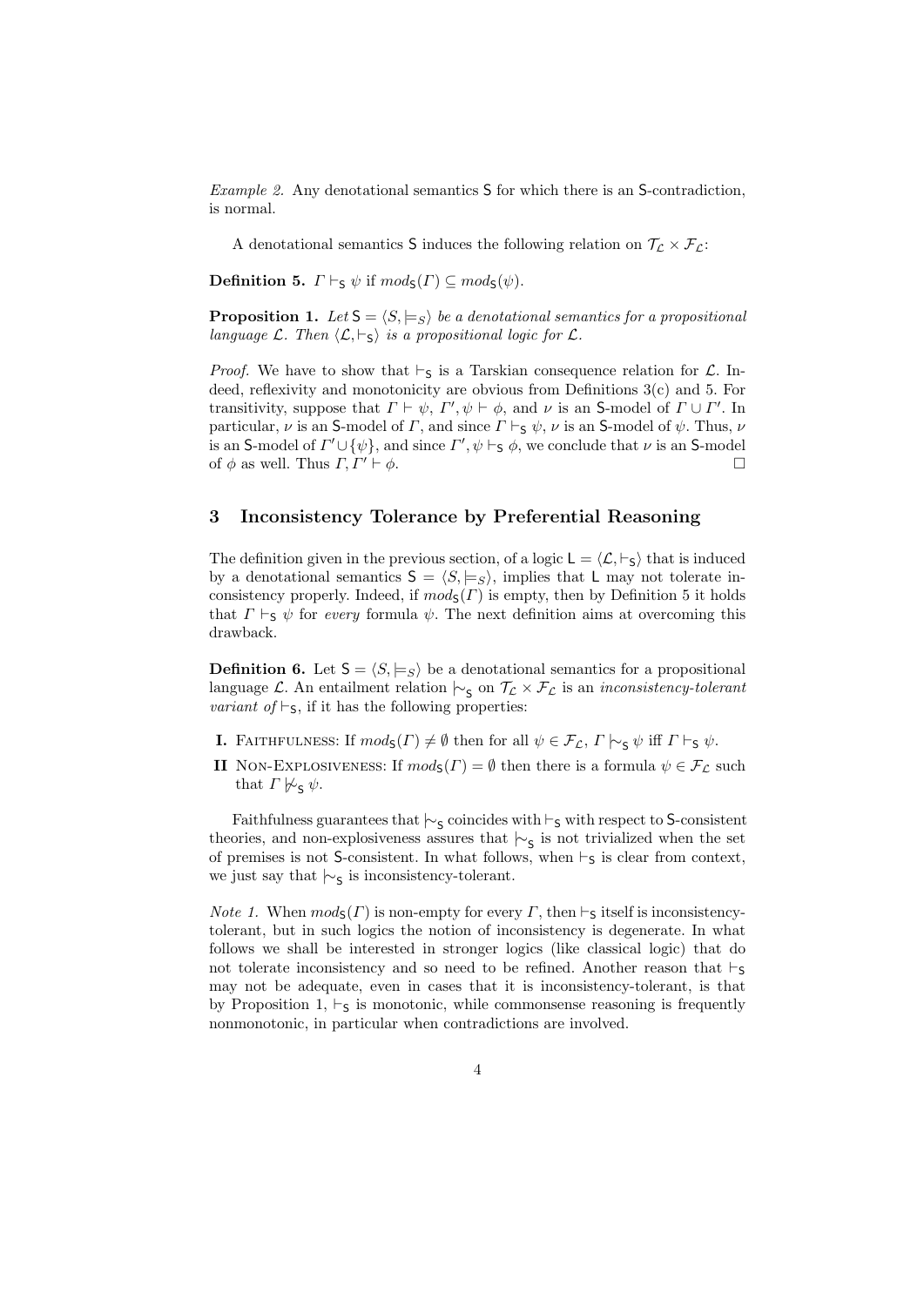*Example 2.* Any denotational semantics $\mathsf{S}$ for which there is an $\mathsf{S}$-contradiction, is normal.

A denotational semantics $\mathsf{S}$ induces the following relation on $\mathcal{T}_{\mathcal{L}} \times \mathcal{F}_{\mathcal{L}}$:

**Definition 5.** $\Gamma \vdash_{\mathsf{S}} \psi$ if $mod_{\mathsf{S}}(\Gamma) \subseteq mod_{\mathsf{S}}(\psi)$.

**Proposition 1.** *Let $\mathsf{S} = \langle S, \models_S \rangle$ be a denotational semantics for a propositional language $\mathcal{L}$. Then $\langle \mathcal{L}, \vdash_{\mathsf{S}} \rangle$ is a propositional logic for $\mathcal{L}$.*

*Proof.* We have to show that $\vdash_{\mathsf{S}}$ is a Tarskian consequence relation for $\mathcal{L}$. Indeed, reflexivity and monotonicity are obvious from Definitions 3(c) and 5. For transitivity, suppose that $\Gamma \vdash \psi$, $\Gamma', \psi \vdash \phi$, and $\nu$ is an $\mathsf{S}$-model of $\Gamma \cup \Gamma'$. In particular, $\nu$ is an $\mathsf{S}$-model of $\Gamma$, and since $\Gamma \vdash_{\mathsf{S}} \psi$, $\nu$ is an $\mathsf{S}$-model of $\psi$. Thus, $\nu$ is an $\mathsf{S}$-model of $\Gamma' \cup \{\psi\}$, and since $\Gamma', \psi \vdash_{\mathsf{S}} \phi$, we conclude that $\nu$ is an $\mathsf{S}$-model of $\phi$ as well. Thus $\Gamma, \Gamma' \vdash \phi$. □

## 3 Inconsistency Tolerance by Preferential Reasoning

The definition given in the previous section, of a logic $\mathsf{L} = \langle \mathcal{L}, \vdash_{\mathsf{S}} \rangle$ that is induced by a denotational semantics $\mathsf{S} = \langle S, \models_S \rangle$, implies that $\mathsf{L}$ may not tolerate inconsistency properly. Indeed, if $mod_{\mathsf{S}}(\Gamma)$ is empty, then by Definition 5 it holds that $\Gamma \vdash_{\mathsf{S}} \psi$ for *every* formula $\psi$. The next definition aims at overcoming this drawback.

**Definition 6.** Let $\mathsf{S} = \langle S, \models_S \rangle$ be a denotational semantics for a propositional language $\mathcal{L}$. An entailment relation $\mid\!\sim_{\mathsf{S}}$ on $\mathcal{T}_{\mathcal{L}} \times \mathcal{F}_{\mathcal{L}}$ is an *inconsistency-tolerant variant of* $\vdash_{\mathsf{S}}$, if it has the following properties:

- **I.** Faithfulness: If $mod_{\mathsf{S}}(\Gamma) \neq \emptyset$ then for all $\psi \in \mathcal{F}_{\mathcal{L}}$, $\Gamma \mid\!\sim_{\mathsf{S}} \psi$ iff $\Gamma \vdash_{\mathsf{S}} \psi$.
- **II** Non-Explosiveness: If $mod_{\mathsf{S}}(\Gamma) = \emptyset$ then there is a formula $\psi \in \mathcal{F}_{\mathcal{L}}$ such that $\Gamma \not\mid\!\sim_{\mathsf{S}} \psi$.

Faithfulness guarantees that $\mid\!\sim_{\mathsf{S}}$ coincides with $\vdash_{\mathsf{S}}$ with respect to $\mathsf{S}$-consistent theories, and non-explosiveness assures that $\mid\!\sim_{\mathsf{S}}$ is not trivialized when the set of premises is not $\mathsf{S}$-consistent. In what follows, when $\vdash_{\mathsf{S}}$ is clear from context, we just say that $\mid\!\sim_{\mathsf{S}}$ is inconsistency-tolerant.

*Note 1.* When $mod_{\mathsf{S}}(\Gamma)$ is non-empty for every $\Gamma$, then $\vdash_{\mathsf{S}}$ itself is inconsistency-tolerant, but in such logics the notion of inconsistency is degenerate. In what follows we shall be interested in stronger logics (like classical logic) that do not tolerate inconsistency and so need to be refined. Another reason that $\vdash_{\mathsf{S}}$ may not be adequate, even in cases that it is inconsistency-tolerant, is that by Proposition 1, $\vdash_{\mathsf{S}}$ is monotonic, while commonsense reasoning is frequently nonmonotonic, in particular when contradictions are involved.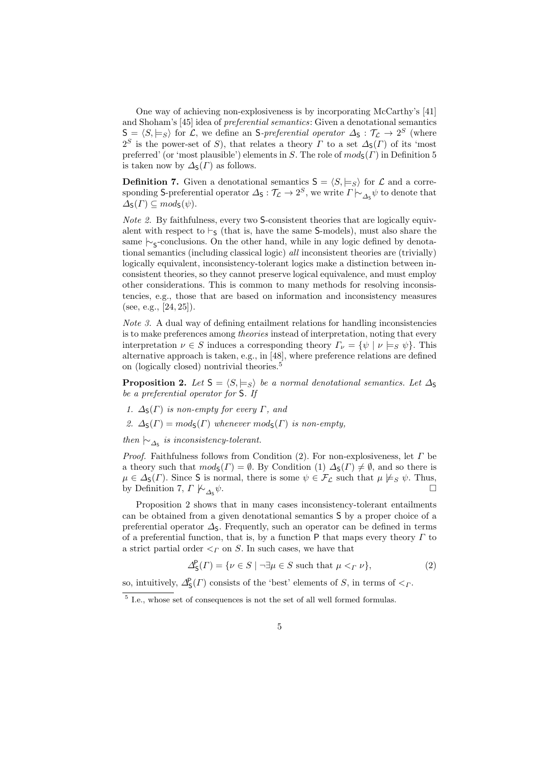One way of achieving non-explosiveness is by incorporating McCarthy's [41] and Shoham's [45] idea of *preferential semantics*: Given a denotational semantics $\mathsf{S} = \langle S, \models_S \rangle$ for $\mathcal{L}$, we define an $\mathsf{S}$-*preferential operator* $\Delta_\mathsf{S} : \mathcal{T}_\mathcal{L} \to 2^S$ (where $2^S$ is the power-set of $S$), that relates a theory $\Gamma$ to a set $\Delta_\mathsf{S}(\Gamma)$ of its 'most preferred' (or 'most plausible') elements in $S$. The role of $mod_\mathsf{S}(\Gamma)$ in Definition 5 is taken now by $\Delta_\mathsf{S}(\Gamma)$ as follows.

**Definition 7.** Given a denotational semantics $\mathsf{S} = \langle S, \models_S \rangle$ for $\mathcal{L}$ and a corresponding $\mathsf{S}$-preferential operator $\Delta_\mathsf{S} : \mathcal{T}_\mathcal{L} \to 2^S$, we write $\Gamma \mid\!\sim_{\Delta_\mathsf{S}} \psi$ to denote that $\Delta_\mathsf{S}(\Gamma) \subseteq mod_\mathsf{S}(\psi)$.

*Note 2.* By faithfulness, every two $\mathsf{S}$-consistent theories that are logically equivalent with respect to $\vdash_\mathsf{S}$ (that is, have the same $\mathsf{S}$-models), must also share the same $\mid\!\sim_\mathsf{S}$-conclusions. On the other hand, while in any logic defined by denotational semantics (including classical logic) *all* inconsistent theories are (trivially) logically equivalent, inconsistency-tolerant logics make a distinction between inconsistent theories, so they cannot preserve logical equivalence, and must employ other considerations. This is common to many methods for resolving inconsistencies, e.g., those that are based on information and inconsistency measures (see, e.g., [24, 25]).

*Note 3.* A dual way of defining entailment relations for handling inconsistencies is to make preferences among *theories* instead of interpretation, noting that every interpretation $\nu \in S$ induces a corresponding theory $\Gamma_\nu = \{\psi \mid \nu \models_S \psi\}$. This alternative approach is taken, e.g., in [48], where preference relations are defined on (logically closed) nontrivial theories.[5]

**Proposition 2.** *Let $\mathsf{S} = \langle S, \models_S \rangle$ be a normal denotational semantics. Let $\Delta_\mathsf{S}$ be a preferential operator for $\mathsf{S}$. If*

1. *$\Delta_\mathsf{S}(\Gamma)$ is non-empty for every $\Gamma$, and*
2. *$\Delta_\mathsf{S}(\Gamma) = mod_\mathsf{S}(\Gamma)$ whenever $mod_\mathsf{S}(\Gamma)$ is non-empty,*

*then $\mid\!\sim_{\Delta_\mathsf{S}}$ is inconsistency-tolerant.*

*Proof.* Faithfulness follows from Condition (2). For non-explosiveness, let $\Gamma$ be a theory such that $mod_\mathsf{S}(\Gamma) = \emptyset$. By Condition (1) $\Delta_\mathsf{S}(\Gamma) \neq \emptyset$, and so there is $\mu \in \Delta_\mathsf{S}(\Gamma)$. Since $\mathsf{S}$ is normal, there is some $\psi \in \mathcal{F}_\mathcal{L}$ such that $\mu \not\models_S \psi$. Thus, by Definition 7, $\Gamma \not\mid\!\sim_{\Delta_\mathsf{S}} \psi$. □

Proposition 2 shows that in many cases inconsistency-tolerant entailments can be obtained from a given denotational semantics $\mathsf{S}$ by a proper choice of a preferential operator $\Delta_\mathsf{S}$. Frequently, such an operator can be defined in terms of a preferential function, that is, by a function $\mathsf{P}$ that maps every theory $\Gamma$ to a strict partial order $<_\Gamma$ on $S$. In such cases, we have that

$$\Delta^\mathsf{P}_\mathsf{S}(\Gamma) = \{\nu \in S \mid \neg\exists \mu \in S \text{ such that } \mu <_\Gamma \nu\}, \tag{2}$$

so, intuitively, $\Delta^\mathsf{P}_\mathsf{S}(\Gamma)$ consists of the 'best' elements of $S$, in terms of $<_\Gamma$.

[5] I.e., whose set of consequences is not the set of all well formed formulas.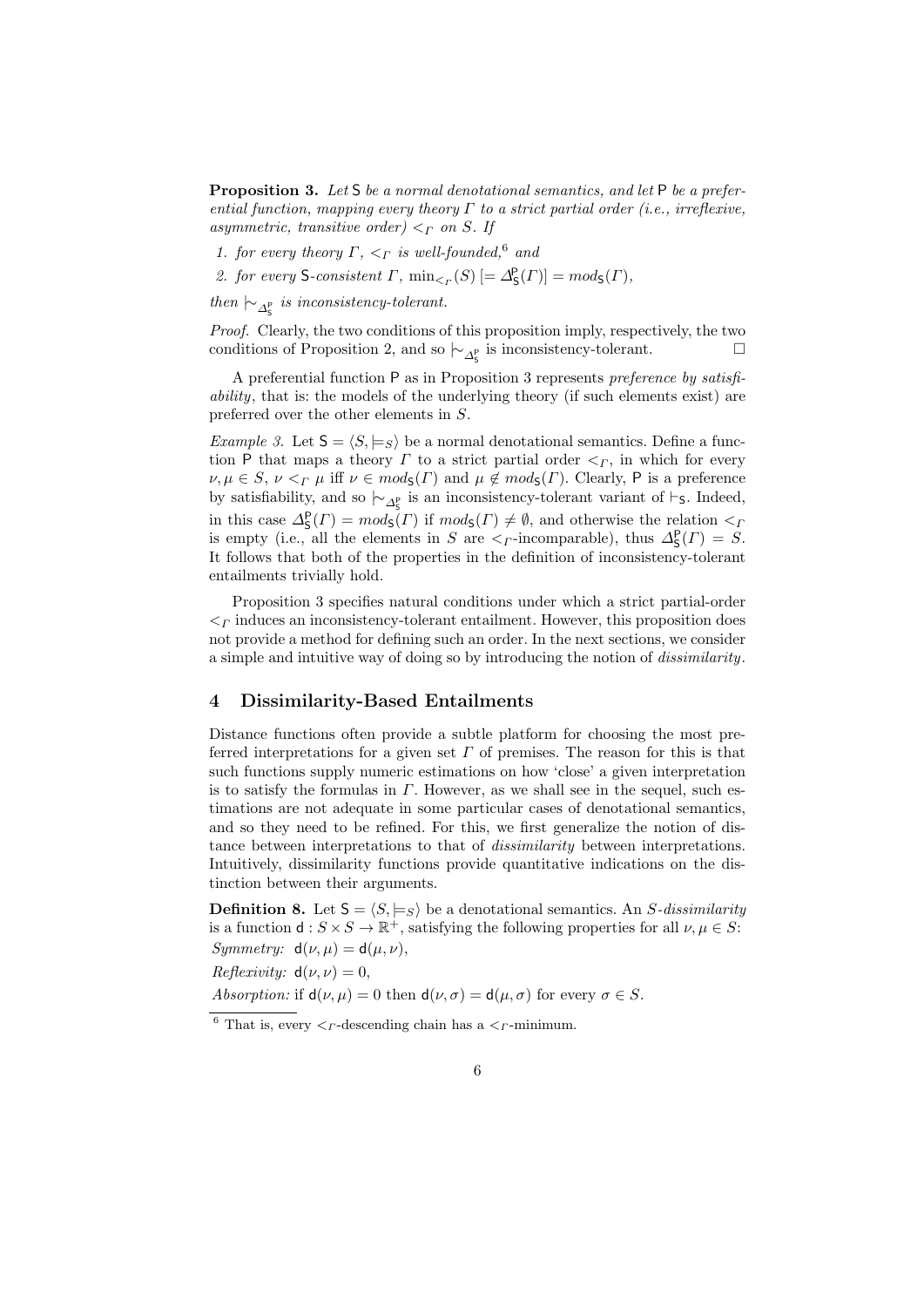**Proposition 3.** *Let* $\mathsf{S}$ *be a normal denotational semantics, and let* $\mathsf{P}$ *be a preferential function, mapping every theory* $\Gamma$ *to a strict partial order (i.e., irreflexive, asymmetric, transitive order)* $<_\Gamma$ *on* $S$*. If*

1. *for every theory* $\Gamma$*,* $<_\Gamma$ *is well-founded,*[6] *and*
2. *for every* $\mathsf{S}$*-consistent* $\Gamma$*,* $\min_{<_\Gamma}(S)$ $[= \Delta^{\mathsf{P}}_{\mathsf{S}}(\Gamma)] = mod_{\mathsf{S}}(\Gamma)$*,*

*then* $\mid\!\sim_{\Delta^{\mathsf{P}}_{\mathsf{S}}}$ *is inconsistency-tolerant.*

*Proof.* Clearly, the two conditions of this proposition imply, respectively, the two conditions of Proposition 2, and so $\mid\!\sim_{\Delta^{\mathsf{P}}_{\mathsf{S}}}$ is inconsistency-tolerant. □

A preferential function $\mathsf{P}$ as in Proposition 3 represents *preference by satisfiability*, that is: the models of the underlying theory (if such elements exist) are preferred over the other elements in $S$.

*Example 3.* Let $\mathsf{S} = \langle S, \models_S \rangle$ be a normal denotational semantics. Define a function $\mathsf{P}$ that maps a theory $\Gamma$ to a strict partial order $<_\Gamma$, in which for every $\nu, \mu \in S$, $\nu <_\Gamma \mu$ iff $\nu \in mod_{\mathsf{S}}(\Gamma)$ and $\mu \notin mod_{\mathsf{S}}(\Gamma)$. Clearly, $\mathsf{P}$ is a preference by satisfiability, and so $\mid\!\sim_{\Delta^{\mathsf{P}}_{\mathsf{S}}}$ is an inconsistency-tolerant variant of $\vdash_{\mathsf{S}}$. Indeed, in this case $\Delta^{\mathsf{P}}_{\mathsf{S}}(\Gamma) = mod_{\mathsf{S}}(\Gamma)$ if $mod_{\mathsf{S}}(\Gamma) \neq \emptyset$, and otherwise the relation $<_\Gamma$ is empty (i.e., all the elements in $S$ are $<_\Gamma$-incomparable), thus $\Delta^{\mathsf{P}}_{\mathsf{S}}(\Gamma) = S$. It follows that both of the properties in the definition of inconsistency-tolerant entailments trivially hold.

Proposition 3 specifies natural conditions under which a strict partial-order $<_\Gamma$ induces an inconsistency-tolerant entailment. However, this proposition does not provide a method for defining such an order. In the next sections, we consider a simple and intuitive way of doing so by introducing the notion of *dissimilarity*.

## 4 Dissimilarity-Based Entailments

Distance functions often provide a subtle platform for choosing the most preferred interpretations for a given set $\Gamma$ of premises. The reason for this is that such functions supply numeric estimations on how 'close' a given interpretation is to satisfy the formulas in $\Gamma$. However, as we shall see in the sequel, such estimations are not adequate in some particular cases of denotational semantics, and so they need to be refined. For this, we first generalize the notion of distance between interpretations to that of *dissimilarity* between interpretations. Intuitively, dissimilarity functions provide quantitative indications on the distinction between their arguments.

**Definition 8.** Let $\mathsf{S} = \langle S, \models_S \rangle$ be a denotational semantics. An *$S$-dissimilarity* is a function $\mathsf{d} : S \times S \to \mathbb{R}^+$, satisfying the following properties for all $\nu, \mu \in S$:

*Symmetry:* $\mathsf{d}(\nu, \mu) = \mathsf{d}(\mu, \nu)$,

*Reflexivity:* $\mathsf{d}(\nu, \nu) = 0$,

*Absorption:* if $\mathsf{d}(\nu, \mu) = 0$ then $\mathsf{d}(\nu, \sigma) = \mathsf{d}(\mu, \sigma)$ for every $\sigma \in S$.

[6] That is, every $<_\Gamma$-descending chain has a $<_\Gamma$-minimum.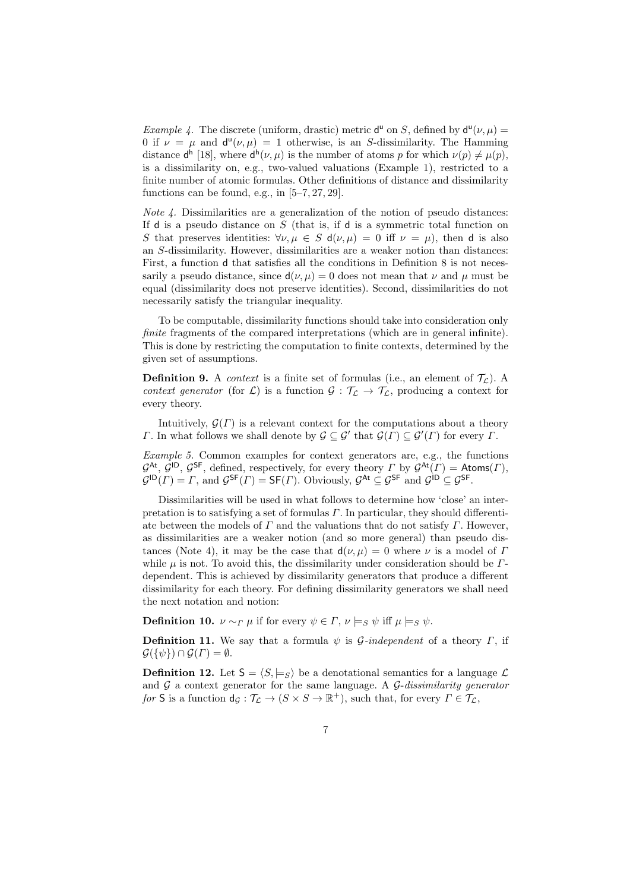*Example 4.* The discrete (uniform, drastic) metric $\mathsf{d}^{\mathsf{u}}$ on $S$, defined by $\mathsf{d}^{\mathsf{u}}(\nu, \mu) = 0$ if $\nu = \mu$ and $\mathsf{d}^{\mathsf{u}}(\nu, \mu) = 1$ otherwise, is an $S$-dissimilarity. The Hamming distance $\mathsf{d}^{\mathsf{h}}$ [18], where $\mathsf{d}^{\mathsf{h}}(\nu, \mu)$ is the number of atoms $p$ for which $\nu(p) \neq \mu(p)$, is a dissimilarity on, e.g., two-valued valuations (Example 1), restricted to a finite number of atomic formulas. Other definitions of distance and dissimilarity functions can be found, e.g., in [5–7, 27, 29].

*Note 4.* Dissimilarities are a generalization of the notion of pseudo distances: If $\mathsf{d}$ is a pseudo distance on $S$ (that is, if $\mathsf{d}$ is a symmetric total function on $S$ that preserves identities: $\forall \nu, \mu \in S$ $\mathsf{d}(\nu, \mu) = 0$ iff $\nu = \mu$), then $\mathsf{d}$ is also an $S$-dissimilarity. However, dissimilarities are a weaker notion than distances: First, a function $\mathsf{d}$ that satisfies all the conditions in Definition 8 is not necessarily a pseudo distance, since $\mathsf{d}(\nu, \mu) = 0$ does not mean that $\nu$ and $\mu$ must be equal (dissimilarity does not preserve identities). Second, dissimilarities do not necessarily satisfy the triangular inequality.

To be computable, dissimilarity functions should take into consideration only *finite* fragments of the compared interpretations (which are in general infinite). This is done by restricting the computation to finite contexts, determined by the given set of assumptions.

**Definition 9.** A *context* is a finite set of formulas (i.e., an element of $\mathcal{T}_{\mathcal{L}}$). A *context generator* (for $\mathcal{L}$) is a function $\mathcal{G} : \mathcal{T}_{\mathcal{L}} \to \mathcal{T}_{\mathcal{L}}$, producing a context for every theory.

Intuitively, $\mathcal{G}(\Gamma)$ is a relevant context for the computations about a theory $\Gamma$. In what follows we shall denote by $\mathcal{G} \subseteq \mathcal{G}'$ that $\mathcal{G}(\Gamma) \subseteq \mathcal{G}'(\Gamma)$ for every $\Gamma$.

*Example 5.* Common examples for context generators are, e.g., the functions $\mathcal{G}^{\mathsf{At}}$, $\mathcal{G}^{\mathsf{ID}}$, $\mathcal{G}^{\mathsf{SF}}$, defined, respectively, for every theory $\Gamma$ by $\mathcal{G}^{\mathsf{At}}(\Gamma) = \mathsf{Atoms}(\Gamma)$, $\mathcal{G}^{\mathsf{ID}}(\Gamma) = \Gamma$, and $\mathcal{G}^{\mathsf{SF}}(\Gamma) = \mathsf{SF}(\Gamma)$. Obviously, $\mathcal{G}^{\mathsf{At}} \subseteq \mathcal{G}^{\mathsf{SF}}$ and $\mathcal{G}^{\mathsf{ID}} \subseteq \mathcal{G}^{\mathsf{SF}}$.

Dissimilarities will be used in what follows to determine how 'close' an interpretation is to satisfying a set of formulas $\Gamma$. In particular, they should differentiate between the models of $\Gamma$ and the valuations that do not satisfy $\Gamma$. However, as dissimilarities are a weaker notion (and so more general) than pseudo distances (Note 4), it may be the case that $\mathsf{d}(\nu, \mu) = 0$ where $\nu$ is a model of $\Gamma$ while $\mu$ is not. To avoid this, the dissimilarity under consideration should be $\Gamma$-dependent. This is achieved by dissimilarity generators that produce a different dissimilarity for each theory. For defining dissimilarity generators we shall need the next notation and notion:

**Definition 10.** $\nu \sim_{\Gamma} \mu$ if for every $\psi \in \Gamma$, $\nu \models_S \psi$ iff $\mu \models_S \psi$.

**Definition 11.** We say that a formula $\psi$ is *$\mathcal{G}$-independent* of a theory $\Gamma$, if $\mathcal{G}(\{\psi\}) \cap \mathcal{G}(\Gamma) = \emptyset$.

**Definition 12.** Let $\mathsf{S} = \langle S, \models_S \rangle$ be a denotational semantics for a language $\mathcal{L}$ and $\mathcal{G}$ a context generator for the same language. A *$\mathcal{G}$-dissimilarity generator for* $\mathsf{S}$ is a function $\mathsf{d}_{\mathcal{G}} : \mathcal{T}_{\mathcal{L}} \to (S \times S \to \mathbb{R}^+)$, such that, for every $\Gamma \in \mathcal{T}_{\mathcal{L}}$,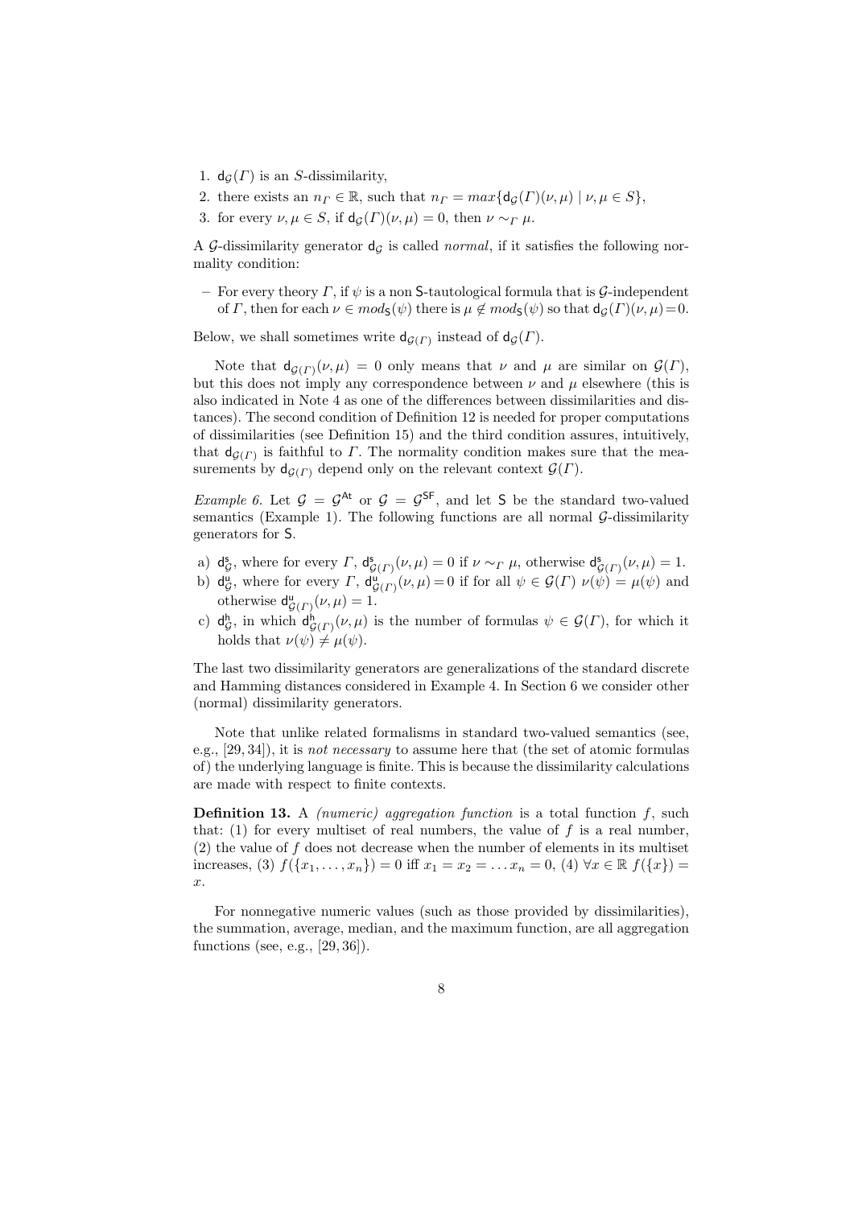1. $\mathsf{d}_{\mathcal{G}}(\Gamma)$ is an $S$-dissimilarity,
2. there exists an $n_\Gamma \in \mathbb{R}$, such that $n_\Gamma = max\{\mathsf{d}_{\mathcal{G}}(\Gamma)(\nu,\mu) \mid \nu,\mu \in S\}$,
3. for every $\nu,\mu \in S$, if $\mathsf{d}_{\mathcal{G}}(\Gamma)(\nu,\mu) = 0$, then $\nu \sim_\Gamma \mu$.

A $\mathcal{G}$-dissimilarity generator $\mathsf{d}_{\mathcal{G}}$ is called *normal*, if it satisfies the following normality condition:

– For every theory $\Gamma$, if $\psi$ is a non $\mathsf{S}$-tautological formula that is $\mathcal{G}$-independent of $\Gamma$, then for each $\nu \in mod_{\mathsf{S}}(\psi)$ there is $\mu \notin mod_{\mathsf{S}}(\psi)$ so that $\mathsf{d}_{\mathcal{G}}(\Gamma)(\nu,\mu) = 0$.

Below, we shall sometimes write $\mathsf{d}_{\mathcal{G}(\Gamma)}$ instead of $\mathsf{d}_{\mathcal{G}}(\Gamma)$.

Note that $\mathsf{d}_{\mathcal{G}(\Gamma)}(\nu,\mu) = 0$ only means that $\nu$ and $\mu$ are similar on $\mathcal{G}(\Gamma)$, but this does not imply any correspondence between $\nu$ and $\mu$ elsewhere (this is also indicated in Note 4 as one of the differences between dissimilarities and distances). The second condition of Definition 12 is needed for proper computations of dissimilarities (see Definition 15) and the third condition assures, intuitively, that $\mathsf{d}_{\mathcal{G}(\Gamma)}$ is faithful to $\Gamma$. The normality condition makes sure that the measurements by $\mathsf{d}_{\mathcal{G}(\Gamma)}$ depend only on the relevant context $\mathcal{G}(\Gamma)$.

*Example 6.* Let $\mathcal{G} = \mathcal{G}^{\mathsf{At}}$ or $\mathcal{G} = \mathcal{G}^{\mathsf{SF}}$, and let $\mathsf{S}$ be the standard two-valued semantics (Example 1). The following functions are all normal $\mathcal{G}$-dissimilarity generators for $\mathsf{S}$.

a) $\mathsf{d}^{\mathsf{s}}_{\mathcal{G}}$, where for every $\Gamma$, $\mathsf{d}^{\mathsf{s}}_{\mathcal{G}(\Gamma)}(\nu,\mu) = 0$ if $\nu \sim_\Gamma \mu$, otherwise $\mathsf{d}^{\mathsf{s}}_{\mathcal{G}(\Gamma)}(\nu,\mu) = 1$.
b) $\mathsf{d}^{\mathsf{u}}_{\mathcal{G}}$, where for every $\Gamma$, $\mathsf{d}^{\mathsf{u}}_{\mathcal{G}(\Gamma)}(\nu,\mu) = 0$ if for all $\psi \in \mathcal{G}(\Gamma)$ $\nu(\psi) = \mu(\psi)$ and otherwise $\mathsf{d}^{\mathsf{u}}_{\mathcal{G}(\Gamma)}(\nu,\mu) = 1$.
c) $\mathsf{d}^{\mathsf{h}}_{\mathcal{G}}$, in which $\mathsf{d}^{\mathsf{h}}_{\mathcal{G}(\Gamma)}(\nu,\mu)$ is the number of formulas $\psi \in \mathcal{G}(\Gamma)$, for which it holds that $\nu(\psi) \neq \mu(\psi)$.

The last two dissimilarity generators are generalizations of the standard discrete and Hamming distances considered in Example 4. In Section 6 we consider other (normal) dissimilarity generators.

Note that unlike related formalisms in standard two-valued semantics (see, e.g., [29, 34]), it is *not necessary* to assume here that (the set of atomic formulas of) the underlying language is finite. This is because the dissimilarity calculations are made with respect to finite contexts.

**Definition 13.** A *(numeric) aggregation function* is a total function $f$, such that: (1) for every multiset of real numbers, the value of $f$ is a real number, (2) the value of $f$ does not decrease when the number of elements in its multiset increases, (3) $f(\{x_1,\ldots,x_n\}) = 0$ iff $x_1 = x_2 = \ldots x_n = 0$, (4) $\forall x \in \mathbb{R}$ $f(\{x\}) = x$.

For nonnegative numeric values (such as those provided by dissimilarities), the summation, average, median, and the maximum function, are all aggregation functions (see, e.g., [29, 36]).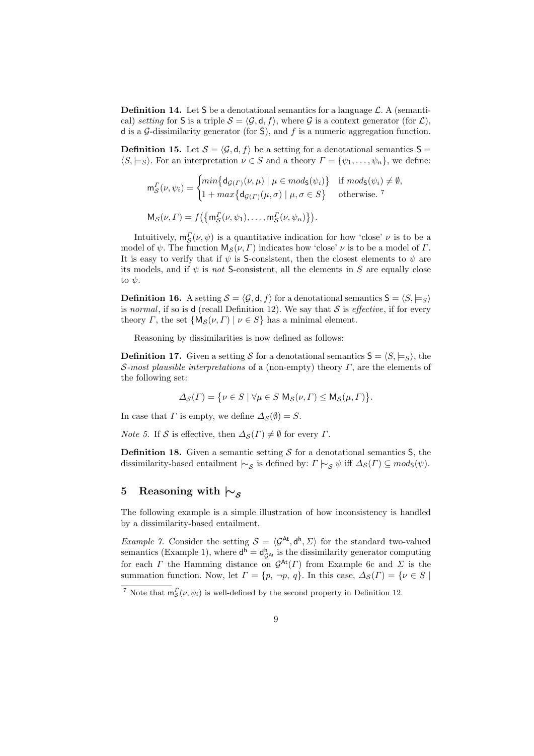**Definition 14.** Let $\mathsf{S}$ be a denotational semantics for a language $\mathcal{L}$. A (semantical) *setting* for $\mathsf{S}$ is a triple $\mathcal{S} = \langle \mathcal{G}, \mathsf{d}, f \rangle$, where $\mathcal{G}$ is a context generator (for $\mathcal{L}$), $\mathsf{d}$ is a $\mathcal{G}$-dissimilarity generator (for $\mathsf{S}$), and $f$ is a numeric aggregation function.

**Definition 15.** Let $\mathcal{S} = \langle \mathcal{G}, \mathsf{d}, f \rangle$ be a setting for a denotational semantics $\mathsf{S} = \langle S, \models_S \rangle$. For an interpretation $\nu \in S$ and a theory $\Gamma = \{\psi_1, \ldots, \psi_n\}$, we define:

$$\mathsf{m}^{\Gamma}_{\mathcal{S}}(\nu, \psi_i) = \begin{cases} min\big\{\mathsf{d}_{\mathcal{G}(\Gamma)}(\nu, \mu) \mid \mu \in mod_{\mathsf{S}}(\psi_i)\big\} & \text{if } mod_{\mathsf{S}}(\psi_i) \neq \emptyset, \\ 1 + max\big\{\mathsf{d}_{\mathcal{G}(\Gamma)}(\mu, \sigma) \mid \mu, \sigma \in S\big\} & \text{otherwise.}^{7} \end{cases}$$

$$\mathsf{M}_{\mathcal{S}}(\nu, \Gamma) = f\big(\big\{\mathsf{m}^{\Gamma}_{\mathcal{S}}(\nu, \psi_1), \ldots, \mathsf{m}^{\Gamma}_{\mathcal{S}}(\nu, \psi_n)\big\}\big).$$

Intuitively, $\mathsf{m}^{\Gamma}_{\mathcal{S}}(\nu, \psi)$ is a quantitative indication for how 'close' $\nu$ is to be a model of $\psi$. The function $\mathsf{M}_{\mathcal{S}}(\nu, \Gamma)$ indicates how 'close' $\nu$ is to be a model of $\Gamma$. It is easy to verify that if $\psi$ is $\mathsf{S}$-consistent, then the closest elements to $\psi$ are its models, and if $\psi$ is *not* $\mathsf{S}$-consistent, all the elements in $S$ are equally close to $\psi$.

**Definition 16.** A setting $\mathcal{S} = \langle \mathcal{G}, \mathsf{d}, f \rangle$ for a denotational semantics $\mathsf{S} = \langle S, \models_S \rangle$ is *normal*, if so is $\mathsf{d}$ (recall Definition 12). We say that $\mathcal{S}$ is *effective*, if for every theory $\Gamma$, the set $\{\mathsf{M}_{\mathcal{S}}(\nu, \Gamma) \mid \nu \in S\}$ has a minimal element.

Reasoning by dissimilarities is now defined as follows:

**Definition 17.** Given a setting $\mathcal{S}$ for a denotational semantics $\mathsf{S} = \langle S, \models_S \rangle$, the *$\mathcal{S}$-most plausible interpretations* of a (non-empty) theory $\Gamma$, are the elements of the following set:

$$\Delta_{\mathcal{S}}(\Gamma) = \big\{\nu \in S \mid \forall \mu \in S \ \mathsf{M}_{\mathcal{S}}(\nu, \Gamma) \leq \mathsf{M}_{\mathcal{S}}(\mu, \Gamma)\big\}.$$

In case that $\Gamma$ is empty, we define $\Delta_{\mathcal{S}}(\emptyset) = S$.

*Note 5.* If $\mathcal{S}$ is effective, then $\Delta_{\mathcal{S}}(\Gamma) \neq \emptyset$ for every $\Gamma$.

**Definition 18.** Given a semantic setting $\mathcal{S}$ for a denotational semantics $\mathsf{S}$, the dissimilarity-based entailment $\mid\!\sim_{\mathcal{S}}$ is defined by: $\Gamma \mid\!\sim_{\mathcal{S}} \psi$ iff $\Delta_{\mathcal{S}}(\Gamma) \subseteq mod_{\mathsf{S}}(\psi)$.

## 5 Reasoning with $\mid\!\sim_{\mathcal{S}}$

The following example is a simple illustration of how inconsistency is handled by a dissimilarity-based entailment.

*Example 7.* Consider the setting $\mathcal{S} = \langle \mathcal{G}^{\mathsf{At}}, \mathsf{d}^{\mathsf{h}}, \Sigma \rangle$ for the standard two-valued semantics (Example 1), where $\mathsf{d}^{\mathsf{h}} = \mathsf{d}^{\mathsf{h}}_{\mathcal{G}^{\mathsf{At}}}$ is the dissimilarity generator computing for each $\Gamma$ the Hamming distance on $\mathcal{G}^{\mathsf{At}}(\Gamma)$ from Example 6c and $\Sigma$ is the summation function. Now, let $\Gamma = \{p, \neg p, q\}$. In this case, $\Delta_{\mathcal{S}}(\Gamma) = \{\nu \in S \mid$

[7] Note that $\mathsf{m}^{\Gamma}_{\mathcal{S}}(\nu, \psi_i)$ is well-defined by the second property in Definition 12.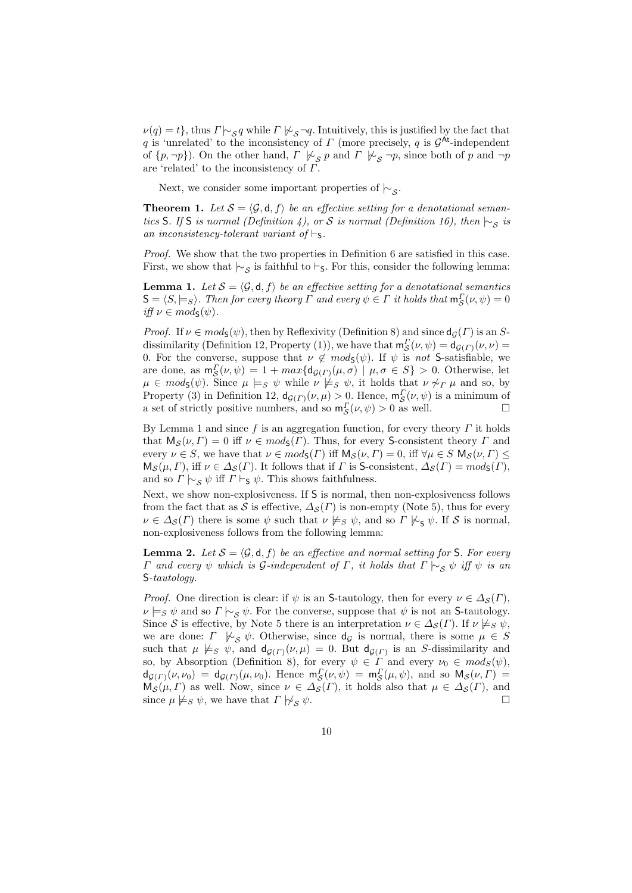$\nu(q) = t\}$, thus $\Gamma \mid\!\sim_{\mathcal{S}} q$ while $\Gamma \not\mid\!\sim_{\mathcal{S}} \neg q$. Intuitively, this is justified by the fact that $q$ is 'unrelated' to the inconsistency of $\Gamma$ (more precisely, $q$ is $\mathcal{G}^{\mathsf{At}}$-independent of $\{p, \neg p\}$). On the other hand, $\Gamma \not\mid\!\sim_{\mathcal{S}} p$ and $\Gamma \not\mid\!\sim_{\mathcal{S}} \neg p$, since both of $p$ and $\neg p$ are 'related' to the inconsistency of $\Gamma$.

Next, we consider some important properties of $\mid\!\sim_{\mathcal{S}}$.

**Theorem 1.** *Let $\mathcal{S} = \langle \mathcal{G}, \mathsf{d}, f \rangle$ be an effective setting for a denotational semantics $\mathsf{S}$. If $\mathsf{S}$ is normal (Definition 4), or $\mathcal{S}$ is normal (Definition 16), then $\mid\!\sim_{\mathcal{S}}$ is an inconsistency-tolerant variant of $\vdash_{\mathsf{S}}$.*

*Proof.* We show that the two properties in Definition 6 are satisfied in this case. First, we show that $\mid\!\sim_{\mathcal{S}}$ is faithful to $\vdash_{\mathsf{S}}$. For this, consider the following lemma:

**Lemma 1.** *Let $\mathcal{S} = \langle \mathcal{G}, \mathsf{d}, f \rangle$ be an effective setting for a denotational semantics $\mathsf{S} = \langle S, \models_S \rangle$. Then for every theory $\Gamma$ and every $\psi \in \Gamma$ it holds that $\mathsf{m}^{\Gamma}_{\mathcal{S}}(\nu, \psi) = 0$ iff $\nu \in mod_{\mathsf{S}}(\psi)$.*

*Proof.* If $\nu \in mod_{\mathsf{S}}(\psi)$, then by Reflexivity (Definition 8) and since $\mathsf{d}_{\mathcal{G}}(\Gamma)$ is an $S$-dissimilarity (Definition 12, Property (1)), we have that $\mathsf{m}^{\Gamma}_{\mathcal{S}}(\nu, \psi) = \mathsf{d}_{\mathcal{G}(\Gamma)}(\nu, \nu) = 0$. For the converse, suppose that $\nu \notin mod_{\mathsf{S}}(\psi)$. If $\psi$ is *not* $\mathsf{S}$-satisfiable, we are done, as $\mathsf{m}^{\Gamma}_{\mathcal{S}}(\nu, \psi) = 1 + max\{\mathsf{d}_{\mathcal{G}(\Gamma)}(\mu, \sigma) \mid \mu, \sigma \in S\} > 0$. Otherwise, let $\mu \in mod_{\mathsf{S}}(\psi)$. Since $\mu \models_S \psi$ while $\nu \not\models_S \psi$, it holds that $\nu \not\sim_{\Gamma} \mu$ and so, by Property (3) in Definition 12, $\mathsf{d}_{\mathcal{G}(\Gamma)}(\nu, \mu) > 0$. Hence, $\mathsf{m}^{\Gamma}_{\mathcal{S}}(\nu, \psi)$ is a minimum of a set of strictly positive numbers, and so $\mathsf{m}^{\Gamma}_{\mathcal{S}}(\nu, \psi) > 0$ as well. $\square$

By Lemma 1 and since $f$ is an aggregation function, for every theory $\Gamma$ it holds that $\mathsf{M}_{\mathcal{S}}(\nu, \Gamma) = 0$ iff $\nu \in mod_{\mathsf{S}}(\Gamma)$. Thus, for every $\mathsf{S}$-consistent theory $\Gamma$ and every $\nu \in S$, we have that $\nu \in mod_{\mathsf{S}}(\Gamma)$ iff $\mathsf{M}_{\mathcal{S}}(\nu, \Gamma) = 0$, iff $\forall \mu \in S \ \mathsf{M}_{\mathcal{S}}(\nu, \Gamma) \leq \mathsf{M}_{\mathcal{S}}(\mu, \Gamma)$, iff $\nu \in \Delta_{\mathcal{S}}(\Gamma)$. It follows that if $\Gamma$ is $\mathsf{S}$-consistent, $\Delta_{\mathcal{S}}(\Gamma) = mod_{\mathsf{S}}(\Gamma)$, and so $\Gamma \mid\!\sim_{\mathcal{S}} \psi$ iff $\Gamma \vdash_{\mathsf{S}} \psi$. This shows faithfulness.

Next, we show non-explosiveness. If $\mathsf{S}$ is normal, then non-explosiveness follows from the fact that as $\mathcal{S}$ is effective, $\Delta_{\mathcal{S}}(\Gamma)$ is non-empty (Note 5), thus for every $\nu \in \Delta_{\mathcal{S}}(\Gamma)$ there is some $\psi$ such that $\nu \not\models_S \psi$, and so $\Gamma \not\mid\!\sim_{\mathsf{S}} \psi$. If $\mathcal{S}$ is normal, non-explosiveness follows from the following lemma:

**Lemma 2.** *Let $\mathcal{S} = \langle \mathcal{G}, \mathsf{d}, f \rangle$ be an effective and normal setting for $\mathsf{S}$. For every $\Gamma$ and every $\psi$ which is $\mathcal{G}$-independent of $\Gamma$, it holds that $\Gamma \mid\!\sim_{\mathcal{S}} \psi$ iff $\psi$ is an $\mathsf{S}$-tautology.*

*Proof.* One direction is clear: if $\psi$ is an $\mathsf{S}$-tautology, then for every $\nu \in \Delta_{\mathcal{S}}(\Gamma)$, $\nu \models_S \psi$ and so $\Gamma \mid\!\sim_{\mathcal{S}} \psi$. For the converse, suppose that $\psi$ is not an $\mathsf{S}$-tautology. Since $\mathcal{S}$ is effective, by Note 5 there is an interpretation $\nu \in \Delta_{\mathcal{S}}(\Gamma)$. If $\nu \not\models_S \psi$, we are done: $\Gamma \not\mid\!\sim_{\mathcal{S}} \psi$. Otherwise, since $\mathsf{d}_{\mathcal{G}}$ is normal, there is some $\mu \in S$ such that $\mu \not\models_S \psi$, and $\mathsf{d}_{\mathcal{G}(\Gamma)}(\nu, \mu) = 0$. But $\mathsf{d}_{\mathcal{G}(\Gamma)}$ is an $S$-dissimilarity and so, by Absorption (Definition 8), for every $\psi \in \Gamma$ and every $\nu_0 \in mod_S(\psi)$, $\mathsf{d}_{\mathcal{G}(\Gamma)}(\nu, \nu_0) = \mathsf{d}_{\mathcal{G}(\Gamma)}(\mu, \nu_0)$. Hence $\mathsf{m}^{\Gamma}_{\mathcal{S}}(\nu, \psi) = \mathsf{m}^{\Gamma}_{\mathcal{S}}(\mu, \psi)$, and so $\mathsf{M}_{\mathcal{S}}(\nu, \Gamma) = \mathsf{M}_{\mathcal{S}}(\mu, \Gamma)$ as well. Now, since $\nu \in \Delta_{\mathcal{S}}(\Gamma)$, it holds also that $\mu \in \Delta_{\mathcal{S}}(\Gamma)$, and since $\mu \not\models_S \psi$, we have that $\Gamma \not\mid\!\sim_{\mathcal{S}} \psi$. $\square$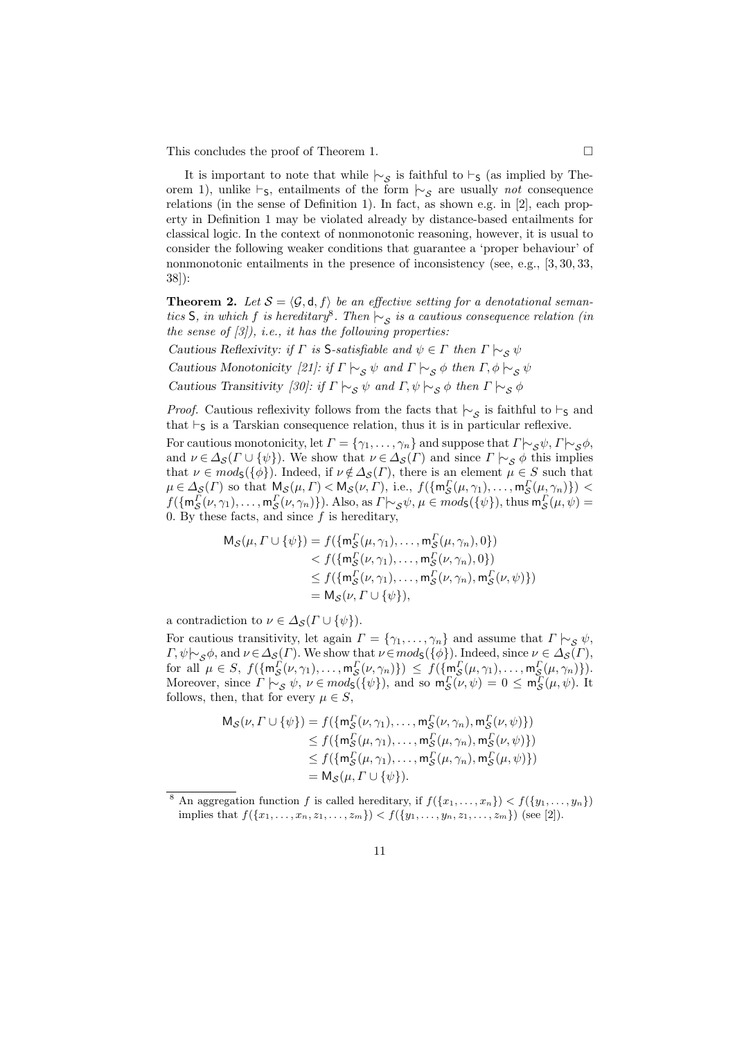This concludes the proof of Theorem 1. $\square$

It is important to note that while $\mid\!\sim_{\mathcal{S}}$ is faithful to $\vdash_{\mathsf{S}}$ (as implied by Theorem 1), unlike $\vdash_{\mathsf{S}}$, entailments of the form $\mid\!\sim_{\mathcal{S}}$ are usually *not* consequence relations (in the sense of Definition 1). In fact, as shown e.g. in [2], each property in Definition 1 may be violated already by distance-based entailments for classical logic. In the context of nonmonotonic reasoning, however, it is usual to consider the following weaker conditions that guarantee a 'proper behaviour' of nonmonotonic entailments in the presence of inconsistency (see, e.g., [3, 30, 33, 38]):

**Theorem 2.** *Let $\mathcal{S} = \langle \mathcal{G}, \mathsf{d}, f \rangle$ be an effective setting for a denotational semantics* S*, in which $f$ is hereditary*[8]*. Then $\mid\!\sim_{\mathcal{S}}$ is a cautious consequence relation (in the sense of [3]), i.e., it has the following properties:*

*Cautious Reflexivity: if $\Gamma$ is* S*-satisfiable and $\psi \in \Gamma$ then $\Gamma \mid\!\sim_{\mathcal{S}} \psi$*

*Cautious Monotonicity [21]: if $\Gamma \mid\!\sim_{\mathcal{S}} \psi$ and $\Gamma \mid\!\sim_{\mathcal{S}} \phi$ then $\Gamma, \phi \mid\!\sim_{\mathcal{S}} \psi$*

*Cautious Transitivity [30]: if $\Gamma \mid\!\sim_{\mathcal{S}} \psi$ and $\Gamma, \psi \mid\!\sim_{\mathcal{S}} \phi$ then $\Gamma \mid\!\sim_{\mathcal{S}} \phi$*

*Proof.* Cautious reflexivity follows from the facts that $\mid\!\sim_{\mathcal{S}}$ is faithful to $\vdash_{\mathsf{S}}$ and that $\vdash_{\mathsf{S}}$ is a Tarskian consequence relation, thus it is in particular reflexive.

For cautious monotonicity, let $\Gamma = \{\gamma_1, \ldots, \gamma_n\}$ and suppose that $\Gamma \mid\!\sim_{\mathcal{S}} \psi$, $\Gamma \mid\!\sim_{\mathcal{S}} \phi$, and $\nu \in \Delta_{\mathcal{S}}(\Gamma \cup \{\psi\})$. We show that $\nu \in \Delta_{\mathcal{S}}(\Gamma)$ and since $\Gamma \mid\!\sim_{\mathcal{S}} \phi$ this implies that $\nu \in mod_{\mathsf{S}}(\{\phi\})$. Indeed, if $\nu \notin \Delta_{\mathcal{S}}(\Gamma)$, there is an element $\mu \in S$ such that $\mu \in \Delta_{\mathcal{S}}(\Gamma)$ so that $\mathsf{M}_{\mathcal{S}}(\mu, \Gamma) < \mathsf{M}_{\mathcal{S}}(\nu, \Gamma)$, i.e., $f(\{\mathsf{m}^{\Gamma}_{\mathcal{S}}(\mu, \gamma_1), \ldots, \mathsf{m}^{\Gamma}_{\mathcal{S}}(\mu, \gamma_n)\}) < f(\{\mathsf{m}^{\Gamma}_{\mathcal{S}}(\nu, \gamma_1), \ldots, \mathsf{m}^{\Gamma}_{\mathcal{S}}(\nu, \gamma_n)\})$. Also, as $\Gamma \mid\!\sim_{\mathcal{S}} \psi$, $\mu \in mod_{\mathsf{S}}(\{\psi\})$, thus $\mathsf{m}^{\Gamma}_{\mathcal{S}}(\mu, \psi) = 0$. By these facts, and since $f$ is hereditary,

$$
\begin{aligned}
\mathsf{M}_{\mathcal{S}}(\mu, \Gamma \cup \{\psi\}) &= f(\{\mathsf{m}^{\Gamma}_{\mathcal{S}}(\mu, \gamma_1), \ldots, \mathsf{m}^{\Gamma}_{\mathcal{S}}(\mu, \gamma_n), 0\}) \\
&< f(\{\mathsf{m}^{\Gamma}_{\mathcal{S}}(\nu, \gamma_1), \ldots, \mathsf{m}^{\Gamma}_{\mathcal{S}}(\nu, \gamma_n), 0\}) \\
&\leq f(\{\mathsf{m}^{\Gamma}_{\mathcal{S}}(\nu, \gamma_1), \ldots, \mathsf{m}^{\Gamma}_{\mathcal{S}}(\nu, \gamma_n), \mathsf{m}^{\Gamma}_{\mathcal{S}}(\nu, \psi)\}) \\
&= \mathsf{M}_{\mathcal{S}}(\nu, \Gamma \cup \{\psi\}),
\end{aligned}
$$

a contradiction to $\nu \in \Delta_{\mathcal{S}}(\Gamma \cup \{\psi\})$.

For cautious transitivity, let again $\Gamma = \{\gamma_1, \ldots, \gamma_n\}$ and assume that $\Gamma \mid\!\sim_{\mathcal{S}} \psi$, $\Gamma, \psi \mid\!\sim_{\mathcal{S}} \phi$, and $\nu \in \Delta_{\mathcal{S}}(\Gamma)$. We show that $\nu \in mod_{\mathsf{S}}(\{\phi\})$. Indeed, since $\nu \in \Delta_{\mathcal{S}}(\Gamma)$, for all $\mu \in S$, $f(\{\mathsf{m}^{\Gamma}_{\mathcal{S}}(\nu, \gamma_1), \ldots, \mathsf{m}^{\Gamma}_{\mathcal{S}}(\nu, \gamma_n)\}) \leq f(\{\mathsf{m}^{\Gamma}_{\mathcal{S}}(\mu, \gamma_1), \ldots, \mathsf{m}^{\Gamma}_{\mathcal{S}}(\mu, \gamma_n)\})$. Moreover, since $\Gamma \mid\!\sim_{\mathcal{S}} \psi$, $\nu \in mod_{\mathsf{S}}(\{\psi\})$, and so $\mathsf{m}^{\Gamma}_{\mathcal{S}}(\nu, \psi) = 0 \leq \mathsf{m}^{\Gamma}_{\mathcal{S}}(\mu, \psi)$. It follows, then, that for every $\mu \in S$,

$$
\begin{aligned}
\mathsf{M}_{\mathcal{S}}(\nu, \Gamma \cup \{\psi\}) &= f(\{\mathsf{m}^{\Gamma}_{\mathcal{S}}(\nu, \gamma_1), \ldots, \mathsf{m}^{\Gamma}_{\mathcal{S}}(\nu, \gamma_n), \mathsf{m}^{\Gamma}_{\mathcal{S}}(\nu, \psi)\}) \\
&\leq f(\{\mathsf{m}^{\Gamma}_{\mathcal{S}}(\mu, \gamma_1), \ldots, \mathsf{m}^{\Gamma}_{\mathcal{S}}(\mu, \gamma_n), \mathsf{m}^{\Gamma}_{\mathcal{S}}(\nu, \psi)\}) \\
&\leq f(\{\mathsf{m}^{\Gamma}_{\mathcal{S}}(\mu, \gamma_1), \ldots, \mathsf{m}^{\Gamma}_{\mathcal{S}}(\mu, \gamma_n), \mathsf{m}^{\Gamma}_{\mathcal{S}}(\mu, \psi)\}) \\
&= \mathsf{M}_{\mathcal{S}}(\mu, \Gamma \cup \{\psi\}).
\end{aligned}
$$

---

[8] An aggregation function $f$ is called hereditary, if $f(\{x_1, \ldots, x_n\}) < f(\{y_1, \ldots, y_n\})$ implies that $f(\{x_1, \ldots, x_n, z_1, \ldots, z_m\}) < f(\{y_1, \ldots, y_n, z_1, \ldots, z_m\})$ (see [2]).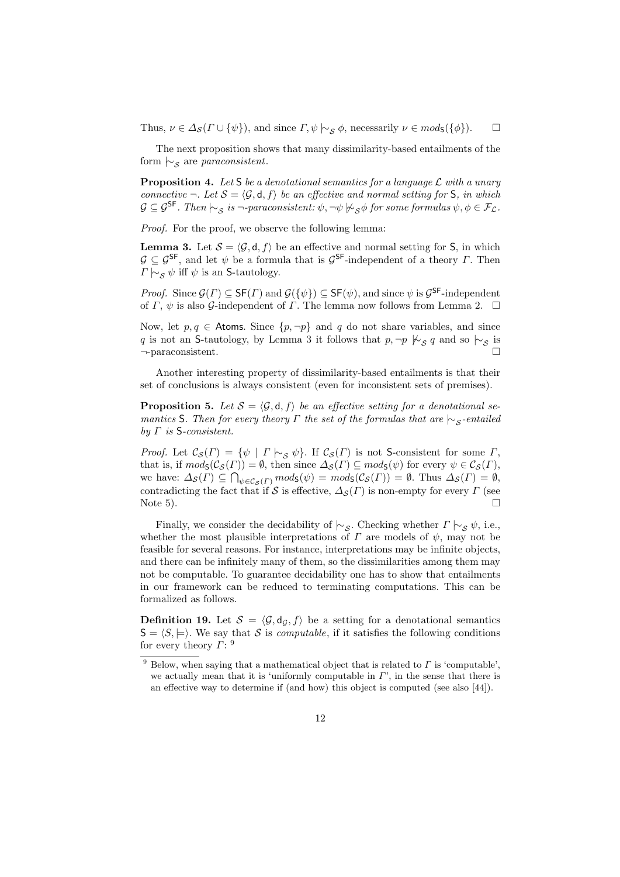Thus, $\nu \in \Delta_{\mathcal{S}}(\Gamma \cup \{\psi\})$, and since $\Gamma, \psi \mathrel{|\!\sim}_{\mathcal{S}} \phi$, necessarily $\nu \in mod_{\mathsf{S}}(\{\phi\})$. □

The next proposition shows that many dissimilarity-based entailments of the form $\mathrel{|\!\sim}_{\mathcal{S}}$ are *paraconsistent*.

**Proposition 4.** *Let* $\mathsf{S}$ *be a denotational semantics for a language* $\mathcal{L}$ *with a unary connective* $\neg$. *Let* $\mathcal{S} = \langle \mathcal{G}, \mathsf{d}, f \rangle$ *be an effective and normal setting for* $\mathsf{S}$, *in which* $\mathcal{G} \subseteq \mathcal{G}^{\mathsf{SF}}$. *Then* $\mathrel{|\!\sim}_{\mathcal{S}}$ *is* $\neg$*-paraconsistent:* $\psi, \neg\psi \not\mathrel{|\!\sim}_{\mathcal{S}} \phi$ *for some formulas* $\psi, \phi \in \mathcal{F}_{\mathcal{L}}$.

*Proof.* For the proof, we observe the following lemma:

**Lemma 3.** Let $\mathcal{S} = \langle \mathcal{G}, \mathsf{d}, f \rangle$ be an effective and normal setting for $\mathsf{S}$, in which $\mathcal{G} \subseteq \mathcal{G}^{\mathsf{SF}}$, and let $\psi$ be a formula that is $\mathcal{G}^{\mathsf{SF}}$-independent of a theory $\Gamma$. Then $\Gamma \mathrel{|\!\sim}_{\mathcal{S}} \psi$ iff $\psi$ is an $\mathsf{S}$-tautology.

*Proof.* Since $\mathcal{G}(\Gamma) \subseteq \mathsf{SF}(\Gamma)$ and $\mathcal{G}(\{\psi\}) \subseteq \mathsf{SF}(\psi)$, and since $\psi$ is $\mathcal{G}^{\mathsf{SF}}$-independent of $\Gamma$, $\psi$ is also $\mathcal{G}$-independent of $\Gamma$. The lemma now follows from Lemma 2. □

Now, let $p, q \in \mathsf{Atoms}$. Since $\{p, \neg p\}$ and $q$ do not share variables, and since $q$ is not an $\mathsf{S}$-tautology, by Lemma 3 it follows that $p, \neg p \not\mathrel{|\!\sim}_{\mathcal{S}} q$ and so $\mathrel{|\!\sim}_{\mathcal{S}}$ is $\neg$-paraconsistent. □

Another interesting property of dissimilarity-based entailments is that their set of conclusions is always consistent (even for inconsistent sets of premises).

**Proposition 5.** *Let* $\mathcal{S} = \langle \mathcal{G}, \mathsf{d}, f \rangle$ *be an effective setting for a denotational semantics* $\mathsf{S}$. *Then for every theory* $\Gamma$ *the set of the formulas that are* $\mathrel{|\!\sim}_{\mathcal{S}}$*-entailed by* $\Gamma$ *is* $\mathsf{S}$*-consistent.*

*Proof.* Let $\mathcal{C}_{\mathcal{S}}(\Gamma) = \{\psi \mid \Gamma \mathrel{|\!\sim}_{\mathcal{S}} \psi\}$. If $\mathcal{C}_{\mathcal{S}}(\Gamma)$ is not $\mathsf{S}$-consistent for some $\Gamma$, that is, if $mod_{\mathsf{S}}(\mathcal{C}_{\mathcal{S}}(\Gamma)) = \emptyset$, then since $\Delta_{\mathcal{S}}(\Gamma) \subseteq mod_{\mathsf{S}}(\psi)$ for every $\psi \in \mathcal{C}_{\mathcal{S}}(\Gamma)$, we have: $\Delta_{\mathcal{S}}(\Gamma) \subseteq \bigcap_{\psi \in \mathcal{C}_{\mathcal{S}}(\Gamma)} mod_{\mathsf{S}}(\psi) = mod_{\mathsf{S}}(\mathcal{C}_{\mathcal{S}}(\Gamma)) = \emptyset$. Thus $\Delta_{\mathcal{S}}(\Gamma) = \emptyset$, contradicting the fact that if $\mathcal{S}$ is effective, $\Delta_{\mathcal{S}}(\Gamma)$ is non-empty for every $\Gamma$ (see Note 5). □

Finally, we consider the decidability of $\mathrel{|\!\sim}_{\mathcal{S}}$. Checking whether $\Gamma \mathrel{|\!\sim}_{\mathcal{S}} \psi$, i.e., whether the most plausible interpretations of $\Gamma$ are models of $\psi$, may not be feasible for several reasons. For instance, interpretations may be infinite objects, and there can be infinitely many of them, so the dissimilarities among them may not be computable. To guarantee decidability one has to show that entailments in our framework can be reduced to terminating computations. This can be formalized as follows.

**Definition 19.** Let $\mathcal{S} = \langle \mathcal{G}, \mathsf{d}_{\mathcal{G}}, f \rangle$ be a setting for a denotational semantics $\mathsf{S} = \langle S, \models \rangle$. We say that $\mathcal{S}$ is *computable*, if it satisfies the following conditions for every theory $\Gamma$: [9]

[9] Below, when saying that a mathematical object that is related to $\Gamma$ is 'computable', we actually mean that it is 'uniformly computable in $\Gamma$', in the sense that there is an effective way to determine if (and how) this object is computed (see also [44]).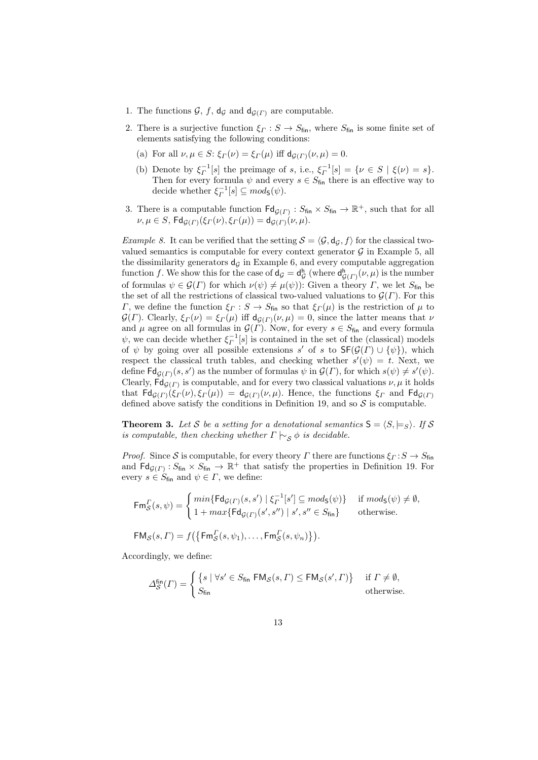1. The functions $\mathcal{G}$, $f$, $\mathsf{d}_{\mathcal{G}}$ and $\mathsf{d}_{\mathcal{G}(\Gamma)}$ are computable.
2. There is a surjective function $\xi_\Gamma : S \to S_{\mathsf{fin}}$, where $S_{\mathsf{fin}}$ is some finite set of elements satisfying the following conditions:
   (a) For all $\nu, \mu \in S$: $\xi_\Gamma(\nu) = \xi_\Gamma(\mu)$ iff $\mathsf{d}_{\mathcal{G}(\Gamma)}(\nu, \mu) = 0$.
   (b) Denote by $\xi_\Gamma^{-1}[s]$ the preimage of $s$, i.e., $\xi_\Gamma^{-1}[s] = \{\nu \in S \mid \xi(\nu) = s\}$. Then for every formula $\psi$ and every $s \in S_{\mathsf{fin}}$ there is an effective way to decide whether $\xi_\Gamma^{-1}[s] \subseteq mod_{\mathsf{S}}(\psi)$.
3. There is a computable function $\mathsf{Fd}_{\mathcal{G}(\Gamma)} : S_{\mathsf{fin}} \times S_{\mathsf{fin}} \to \mathbb{R}^+$, such that for all $\nu, \mu \in S$, $\mathsf{Fd}_{\mathcal{G}(\Gamma)}(\xi_\Gamma(\nu), \xi_\Gamma(\mu)) = \mathsf{d}_{\mathcal{G}(\Gamma)}(\nu, \mu)$.

*Example 8.* It can be verified that the setting $\mathcal{S} = \langle \mathcal{G}, \mathsf{d}_{\mathcal{G}}, f \rangle$ for the classical two-valued semantics is computable for every context generator $\mathcal{G}$ in Example 5, all the dissimilarity generators $\mathsf{d}_{\mathcal{G}}$ in Example 6, and every computable aggregation function $f$. We show this for the case of $\mathsf{d}_{\mathcal{G}} = \mathsf{d}^{\mathsf{h}}_{\mathcal{G}}$ (where $\mathsf{d}^{\mathsf{h}}_{\mathcal{G}(\Gamma)}(\nu, \mu)$ is the number of formulas $\psi \in \mathcal{G}(\Gamma)$ for which $\nu(\psi) \neq \mu(\psi)$): Given a theory $\Gamma$, we let $S_{\mathsf{fin}}$ be the set of all the restrictions of classical two-valued valuations to $\mathcal{G}(\Gamma)$. For this $\Gamma$, we define the function $\xi_\Gamma : S \to S_{\mathsf{fin}}$ so that $\xi_\Gamma(\mu)$ is the restriction of $\mu$ to $\mathcal{G}(\Gamma)$. Clearly, $\xi_\Gamma(\nu) = \xi_\Gamma(\mu)$ iff $\mathsf{d}_{\mathcal{G}(\Gamma)}(\nu, \mu) = 0$, since the latter means that $\nu$ and $\mu$ agree on all formulas in $\mathcal{G}(\Gamma)$. Now, for every $s \in S_{\mathsf{fin}}$ and every formula $\psi$, we can decide whether $\xi_\Gamma^{-1}[s]$ is contained in the set of the (classical) models of $\psi$ by going over all possible extensions $s'$ of $s$ to $\mathsf{SF}(\mathcal{G}(\Gamma) \cup \{\psi\})$, which respect the classical truth tables, and checking whether $s'(\psi) = t$. Next, we define $\mathsf{Fd}_{\mathcal{G}(\Gamma)}(s, s')$ as the number of formulas $\psi$ in $\mathcal{G}(\Gamma)$, for which $s(\psi) \neq s'(\psi)$. Clearly, $\mathsf{Fd}_{\mathcal{G}(\Gamma)}$ is computable, and for every two classical valuations $\nu, \mu$ it holds that $\mathsf{Fd}_{\mathcal{G}(\Gamma)}(\xi_\Gamma(\nu), \xi_\Gamma(\mu)) = \mathsf{d}_{\mathcal{G}(\Gamma)}(\nu, \mu)$. Hence, the functions $\xi_\Gamma$ and $\mathsf{Fd}_{\mathcal{G}(\Gamma)}$ defined above satisfy the conditions in Definition 19, and so $\mathcal{S}$ is computable.

**Theorem 3.** *Let $\mathcal{S}$ be a setting for a denotational semantics $\mathsf{S} = \langle S, \models_S \rangle$. If $\mathcal{S}$ is computable, then checking whether $\Gamma \mid\!\sim_{\mathcal{S}} \phi$ is decidable.*

*Proof.* Since $\mathcal{S}$ is computable, for every theory $\Gamma$ there are functions $\xi_\Gamma : S \to S_{\mathsf{fin}}$ and $\mathsf{Fd}_{\mathcal{G}(\Gamma)} : S_{\mathsf{fin}} \times S_{\mathsf{fin}} \to \mathbb{R}^+$ that satisfy the properties in Definition 19. For every $s \in S_{\mathsf{fin}}$ and $\psi \in \Gamma$, we define:

$$\mathsf{Fm}^\Gamma_{\mathcal{S}}(s, \psi) = \begin{cases} min\{\mathsf{Fd}_{\mathcal{G}(\Gamma)}(s, s') \mid \xi_\Gamma^{-1}[s'] \subseteq mod_{\mathsf{S}}(\psi)\} & \text{if } mod_{\mathsf{S}}(\psi) \neq \emptyset, \\ 1 + max\{\mathsf{Fd}_{\mathcal{G}(\Gamma)}(s', s'') \mid s', s'' \in S_{\mathsf{fin}}\} & \text{otherwise.} \end{cases}$$

$$\mathsf{FM}_{\mathcal{S}}(s, \Gamma) = f\big(\{\mathsf{Fm}^\Gamma_{\mathcal{S}}(s, \psi_1), \ldots, \mathsf{Fm}^\Gamma_{\mathcal{S}}(s, \psi_n)\}\big).$$

Accordingly, we define:

$$\Delta^{\mathsf{fin}}_{\mathcal{S}}(\Gamma) = \begin{cases} \{s \mid \forall s' \in S_{\mathsf{fin}}\ \mathsf{FM}_{\mathcal{S}}(s, \Gamma) \leq \mathsf{FM}_{\mathcal{S}}(s', \Gamma)\} & \text{if } \Gamma \neq \emptyset, \\ S_{\mathsf{fin}} & \text{otherwise.} \end{cases}$$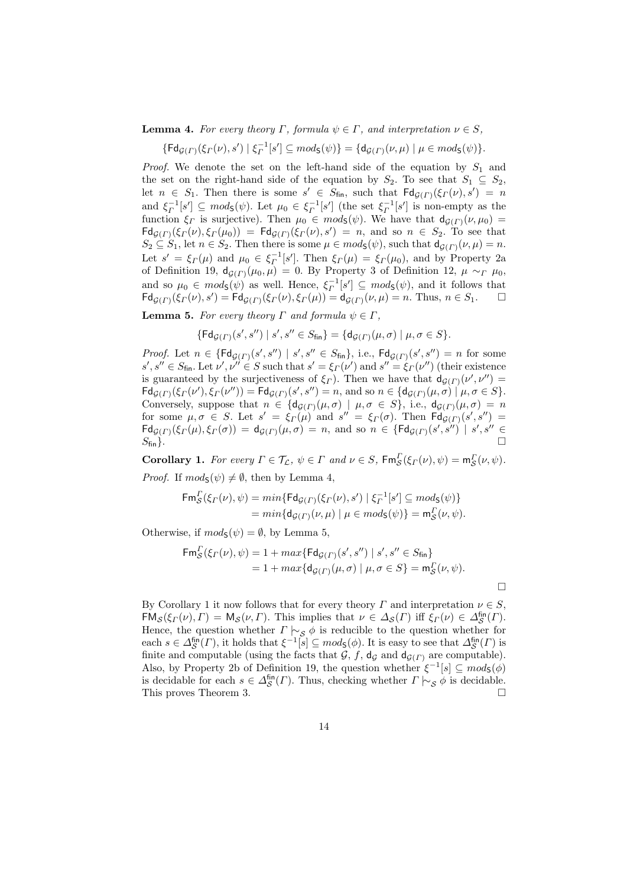**Lemma 4.** *For every theory $\Gamma$, formula $\psi \in \Gamma$, and interpretation $\nu \in S$,*

$$\{\mathsf{Fd}_{\mathcal{G}(\Gamma)}(\xi_\Gamma(\nu), s') \mid \xi_\Gamma^{-1}[s'] \subseteq mod_{\mathsf{S}}(\psi)\} = \{\mathsf{d}_{\mathcal{G}(\Gamma)}(\nu, \mu) \mid \mu \in mod_{\mathsf{S}}(\psi)\}.$$

*Proof.* We denote the set on the left-hand side of the equation by $S_1$ and the set on the right-hand side of the equation by $S_2$. To see that $S_1 \subseteq S_2$, let $n \in S_1$. Then there is some $s' \in S_{\mathsf{fin}}$, such that $\mathsf{Fd}_{\mathcal{G}(\Gamma)}(\xi_\Gamma(\nu), s') = n$ and $\xi_\Gamma^{-1}[s'] \subseteq mod_{\mathsf{S}}(\psi)$. Let $\mu_0 \in \xi_\Gamma^{-1}[s']$ (the set $\xi_\Gamma^{-1}[s']$ is non-empty as the function $\xi_\Gamma$ is surjective). Then $\mu_0 \in mod_{\mathsf{S}}(\psi)$. We have that $\mathsf{d}_{\mathcal{G}(\Gamma)}(\nu, \mu_0) = \mathsf{Fd}_{\mathcal{G}(\Gamma)}(\xi_\Gamma(\nu), \xi_\Gamma(\mu_0)) = \mathsf{Fd}_{\mathcal{G}(\Gamma)}(\xi_\Gamma(\nu), s') = n$, and so $n \in S_2$. To see that $S_2 \subseteq S_1$, let $n \in S_2$. Then there is some $\mu \in mod_{\mathsf{S}}(\psi)$, such that $\mathsf{d}_{\mathcal{G}(\Gamma)}(\nu, \mu) = n$. Let $s' = \xi_\Gamma(\mu)$ and $\mu_0 \in \xi_\Gamma^{-1}[s']$. Then $\xi_\Gamma(\mu) = \xi_\Gamma(\mu_0)$, and by Property 2a of Definition 19, $\mathsf{d}_{\mathcal{G}(\Gamma)}(\mu_0, \mu) = 0$. By Property 3 of Definition 12, $\mu \sim_\Gamma \mu_0$, and so $\mu_0 \in mod_{\mathsf{S}}(\psi)$ as well. Hence, $\xi_\Gamma^{-1}[s'] \subseteq mod_{\mathsf{S}}(\psi)$, and it follows that $\mathsf{Fd}_{\mathcal{G}(\Gamma)}(\xi_\Gamma(\nu), s') = \mathsf{Fd}_{\mathcal{G}(\Gamma)}(\xi_\Gamma(\nu), \xi_\Gamma(\mu)) = \mathsf{d}_{\mathcal{G}(\Gamma)}(\nu, \mu) = n$. Thus, $n \in S_1$. $\square$

**Lemma 5.** *For every theory $\Gamma$ and formula $\psi \in \Gamma$,*

$$\{\mathsf{Fd}_{\mathcal{G}(\Gamma)}(s', s'') \mid s', s'' \in S_{\mathsf{fin}}\} = \{\mathsf{d}_{\mathcal{G}(\Gamma)}(\mu, \sigma) \mid \mu, \sigma \in S\}.$$

*Proof.* Let $n \in \{\mathsf{Fd}_{\mathcal{G}(\Gamma)}(s', s'') \mid s', s'' \in S_{\mathsf{fin}}\}$, i.e., $\mathsf{Fd}_{\mathcal{G}(\Gamma)}(s', s'') = n$ for some $s', s'' \in S_{\mathsf{fin}}$. Let $\nu', \nu'' \in S$ such that $s' = \xi_\Gamma(\nu')$ and $s'' = \xi_\Gamma(\nu'')$ (their existence is guaranteed by the surjectiveness of $\xi_\Gamma$). Then we have that $\mathsf{d}_{\mathcal{G}(\Gamma)}(\nu', \nu'') = \mathsf{Fd}_{\mathcal{G}(\Gamma)}(\xi_\Gamma(\nu'), \xi_\Gamma(\nu'')) = \mathsf{Fd}_{\mathcal{G}(\Gamma)}(s', s'') = n$, and so $n \in \{\mathsf{d}_{\mathcal{G}(\Gamma)}(\mu, \sigma) \mid \mu, \sigma \in S\}$. Conversely, suppose that $n \in \{\mathsf{d}_{\mathcal{G}(\Gamma)}(\mu, \sigma) \mid \mu, \sigma \in S\}$, i.e., $\mathsf{d}_{\mathcal{G}(\Gamma)}(\mu, \sigma) = n$ for some $\mu, \sigma \in S$. Let $s' = \xi_\Gamma(\mu)$ and $s'' = \xi_\Gamma(\sigma)$. Then $\mathsf{Fd}_{\mathcal{G}(\Gamma)}(s', s'') = \mathsf{Fd}_{\mathcal{G}(\Gamma)}(\xi_\Gamma(\mu), \xi_\Gamma(\sigma)) = \mathsf{d}_{\mathcal{G}(\Gamma)}(\mu, \sigma) = n$, and so $n \in \{\mathsf{Fd}_{\mathcal{G}(\Gamma)}(s', s'') \mid s', s'' \in S_{\mathsf{fin}}\}$. $\square$

**Corollary 1.** *For every $\Gamma \in \mathcal{T}_\mathcal{L}$, $\psi \in \Gamma$ and $\nu \in S$, $\mathsf{Fm}^\Gamma_\mathcal{S}(\xi_\Gamma(\nu), \psi) = \mathsf{m}^\Gamma_\mathcal{S}(\nu, \psi)$.*

*Proof.* If $mod_{\mathsf{S}}(\psi) \neq \emptyset$, then by Lemma 4,

$$\begin{aligned}
\mathsf{Fm}^\Gamma_\mathcal{S}(\xi_\Gamma(\nu), \psi) &= min\{\mathsf{Fd}_{\mathcal{G}(\Gamma)}(\xi_\Gamma(\nu), s') \mid \xi_\Gamma^{-1}[s'] \subseteq mod_{\mathsf{S}}(\psi)\} \\
&= min\{\mathsf{d}_{\mathcal{G}(\Gamma)}(\nu, \mu) \mid \mu \in mod_{\mathsf{S}}(\psi)\} = \mathsf{m}^\Gamma_\mathcal{S}(\nu, \psi).
\end{aligned}$$

Otherwise, if $mod_{\mathsf{S}}(\psi) = \emptyset$, by Lemma 5,

$$\begin{aligned}
\mathsf{Fm}^\Gamma_\mathcal{S}(\xi_\Gamma(\nu), \psi) &= 1 + max\{\mathsf{Fd}_{\mathcal{G}(\Gamma)}(s', s'') \mid s', s'' \in S_{\mathsf{fin}}\} \\
&= 1 + max\{\mathsf{d}_{\mathcal{G}(\Gamma)}(\mu, \sigma) \mid \mu, \sigma \in S\} = \mathsf{m}^\Gamma_\mathcal{S}(\nu, \psi).
\end{aligned}$$

$\square$

By Corollary 1 it now follows that for every theory $\Gamma$ and interpretation $\nu \in S$, $\mathsf{FM}_\mathcal{S}(\xi_\Gamma(\nu), \Gamma) = \mathsf{M}_\mathcal{S}(\nu, \Gamma)$. This implies that $\nu \in \Delta_\mathcal{S}(\Gamma)$ iff $\xi_\Gamma(\nu) \in \Delta^{\mathsf{fin}}_\mathcal{S}(\Gamma)$. Hence, the question whether $\Gamma \mid\!\sim_\mathcal{S} \phi$ is reducible to the question whether for each $s \in \Delta^{\mathsf{fin}}_\mathcal{S}(\Gamma)$, it holds that $\xi^{-1}[s] \subseteq mod_{\mathsf{S}}(\phi)$. It is easy to see that $\Delta^{\mathsf{fin}}_\mathcal{S}(\Gamma)$ is finite and computable (using the facts that $\mathcal{G}$, $f$, $\mathsf{d}_\mathcal{G}$ and $\mathsf{d}_{\mathcal{G}(\Gamma)}$ are computable). Also, by Property 2b of Definition 19, the question whether $\xi^{-1}[s] \subseteq mod_{\mathsf{S}}(\phi)$ is decidable for each $s \in \Delta^{\mathsf{fin}}_\mathcal{S}(\Gamma)$. Thus, checking whether $\Gamma \mid\!\sim_\mathcal{S} \phi$ is decidable. This proves Theorem 3. $\square$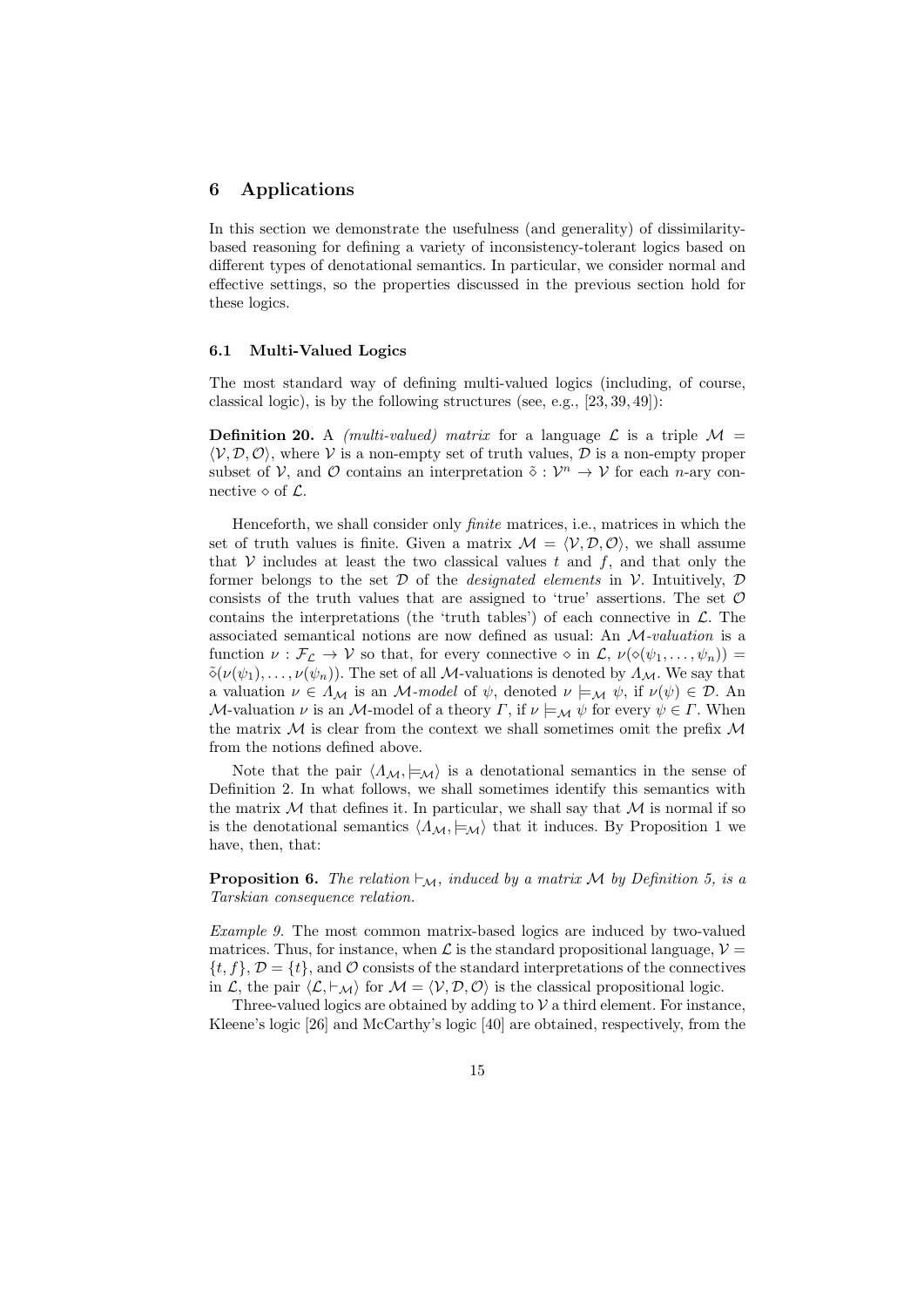## 6 Applications

In this section we demonstrate the usefulness (and generality) of dissimilarity-based reasoning for defining a variety of inconsistency-tolerant logics based on different types of denotational semantics. In particular, we consider normal and effective settings, so the properties discussed in the previous section hold for these logics.

### 6.1 Multi-Valued Logics

The most standard way of defining multi-valued logics (including, of course, classical logic), is by the following structures (see, e.g., [23, 39, 49]):

**Definition 20.** A *(multi-valued) matrix* for a language $\mathcal{L}$ is a triple $\mathcal{M} = \langle \mathcal{V}, \mathcal{D}, \mathcal{O} \rangle$, where $\mathcal{V}$ is a non-empty set of truth values, $\mathcal{D}$ is a non-empty proper subset of $\mathcal{V}$, and $\mathcal{O}$ contains an interpretation $\tilde{\diamond} : \mathcal{V}^n \to \mathcal{V}$ for each $n$-ary connective $\diamond$ of $\mathcal{L}$.

Henceforth, we shall consider only *finite* matrices, i.e., matrices in which the set of truth values is finite. Given a matrix $\mathcal{M} = \langle \mathcal{V}, \mathcal{D}, \mathcal{O} \rangle$, we shall assume that $\mathcal{V}$ includes at least the two classical values $t$ and $f$, and that only the former belongs to the set $\mathcal{D}$ of the *designated elements* in $\mathcal{V}$. Intuitively, $\mathcal{D}$ consists of the truth values that are assigned to 'true' assertions. The set $\mathcal{O}$ contains the interpretations (the 'truth tables') of each connective in $\mathcal{L}$. The associated semantical notions are now defined as usual: An $\mathcal{M}$-*valuation* is a function $\nu : \mathcal{F}_{\mathcal{L}} \to \mathcal{V}$ so that, for every connective $\diamond$ in $\mathcal{L}$, $\nu(\diamond(\psi_1, \ldots, \psi_n)) = \tilde{\diamond}(\nu(\psi_1), \ldots, \nu(\psi_n))$. The set of all $\mathcal{M}$-valuations is denoted by $\Lambda_{\mathcal{M}}$. We say that a valuation $\nu \in \Lambda_{\mathcal{M}}$ is an $\mathcal{M}$-*model* of $\psi$, denoted $\nu \models_{\mathcal{M}} \psi$, if $\nu(\psi) \in \mathcal{D}$. An $\mathcal{M}$-valuation $\nu$ is an $\mathcal{M}$-model of a theory $\Gamma$, if $\nu \models_{\mathcal{M}} \psi$ for every $\psi \in \Gamma$. When the matrix $\mathcal{M}$ is clear from the context we shall sometimes omit the prefix $\mathcal{M}$ from the notions defined above.

Note that the pair $\langle \Lambda_{\mathcal{M}}, \models_{\mathcal{M}} \rangle$ is a denotational semantics in the sense of Definition 2. In what follows, we shall sometimes identify this semantics with the matrix $\mathcal{M}$ that defines it. In particular, we shall say that $\mathcal{M}$ is normal if so is the denotational semantics $\langle \Lambda_{\mathcal{M}}, \models_{\mathcal{M}} \rangle$ that it induces. By Proposition 1 we have, then, that:

**Proposition 6.** *The relation $\vdash_{\mathcal{M}}$, induced by a matrix $\mathcal{M}$ by Definition 5, is a Tarskian consequence relation.*

*Example 9.* The most common matrix-based logics are induced by two-valued matrices. Thus, for instance, when $\mathcal{L}$ is the standard propositional language, $\mathcal{V} = \{t, f\}$, $\mathcal{D} = \{t\}$, and $\mathcal{O}$ consists of the standard interpretations of the connectives in $\mathcal{L}$, the pair $\langle \mathcal{L}, \vdash_{\mathcal{M}} \rangle$ for $\mathcal{M} = \langle \mathcal{V}, \mathcal{D}, \mathcal{O} \rangle$ is the classical propositional logic.

Three-valued logics are obtained by adding to $\mathcal{V}$ a third element. For instance, Kleene's logic [26] and McCarthy's logic [40] are obtained, respectively, from the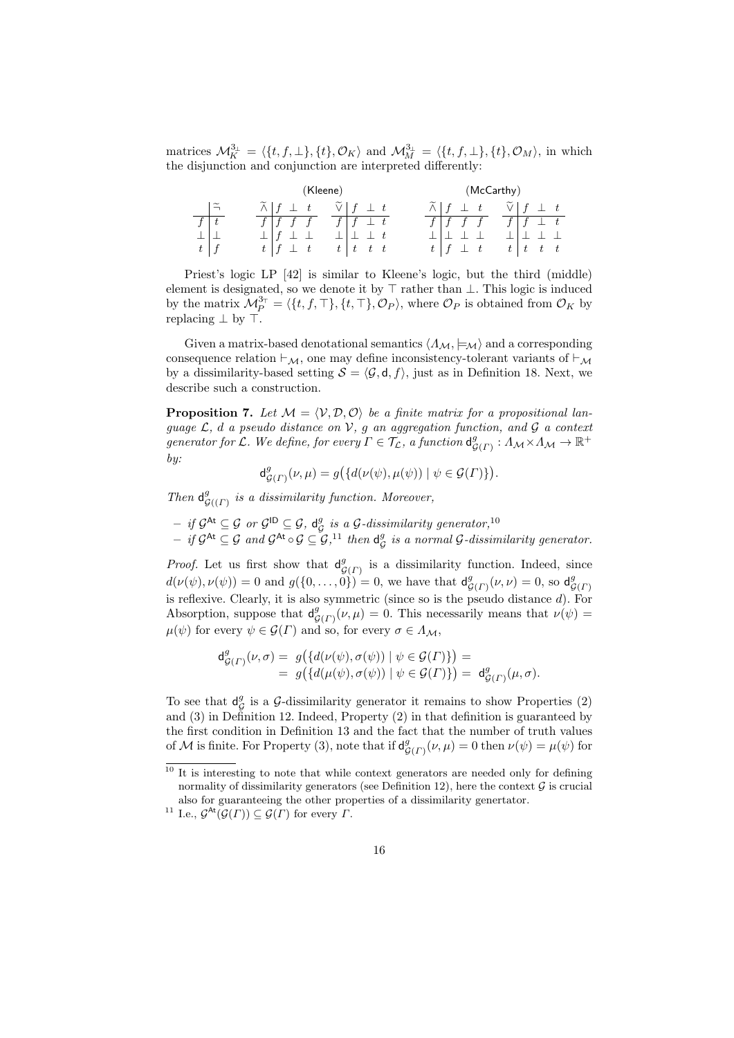matrices $\mathcal{M}_K^{3_\bot} = \langle \{t, f, \bot\}, \{t\}, \mathcal{O}_K \rangle$ and $\mathcal{M}_M^{3_\bot} = \langle \{t, f, \bot\}, \{t\}, \mathcal{O}_M \rangle$, in which the disjunction and conjunction are interpreted differently:

(Kleene)

| $\widetilde{\neg}$ | |
|---|---|
| $f$ | $t$ |
| $\bot$ | $\bot$ |
| $t$ | $f$ |

| $\widetilde{\wedge}$ | $f$ | $\bot$ | $t$ |
|---|---|---|---|
| $f$ | $f$ | $f$ | $f$ |
| $\bot$ | $f$ | $\bot$ | $\bot$ |
| $t$ | $f$ | $\bot$ | $t$ |

| $\widetilde{\vee}$ | $f$ | $\bot$ | $t$ |
|---|---|---|---|
| $f$ | $f$ | $\bot$ | $t$ |
| $\bot$ | $\bot$ | $\bot$ | $t$ |
| $t$ | $t$ | $t$ | $t$ |

(McCarthy)

| $\widetilde{\wedge}$ | $f$ | $\bot$ | $t$ |
|---|---|---|---|
| $f$ | $f$ | $f$ | $f$ |
| $\bot$ | $\bot$ | $\bot$ | $\bot$ |
| $t$ | $f$ | $\bot$ | $t$ |

| $\widetilde{\vee}$ | $f$ | $\bot$ | $t$ |
|---|---|---|---|
| $f$ | $f$ | $\bot$ | $t$ |
| $\bot$ | $\bot$ | $\bot$ | $\bot$ |
| $t$ | $t$ | $t$ | $t$ |

Priest's logic LP [42] is similar to Kleene's logic, but the third (middle) element is designated, so we denote it by $\top$ rather than $\bot$. This logic is induced by the matrix $\mathcal{M}_P^{3_\top} = \langle \{t, f, \top\}, \{t, \top\}, \mathcal{O}_P \rangle$, where $\mathcal{O}_P$ is obtained from $\mathcal{O}_K$ by replacing $\bot$ by $\top$.

Given a matrix-based denotational semantics $\langle \Lambda_\mathcal{M}, \models_\mathcal{M} \rangle$ and a corresponding consequence relation $\vdash_\mathcal{M}$, one may define inconsistency-tolerant variants of $\vdash_\mathcal{M}$ by a dissimilarity-based setting $\mathcal{S} = \langle \mathcal{G}, \mathsf{d}, f \rangle$, just as in Definition 18. Next, we describe such a construction.

**Proposition 7.** *Let $\mathcal{M} = \langle \mathcal{V}, \mathcal{D}, \mathcal{O} \rangle$ be a finite matrix for a propositional language $\mathcal{L}$, $d$ a pseudo distance on $\mathcal{V}$, $g$ an aggregation function, and $\mathcal{G}$ a context generator for $\mathcal{L}$. We define, for every $\Gamma \in \mathcal{T}_\mathcal{L}$, a function $\mathsf{d}^g_{\mathcal{G}(\Gamma)} : \Lambda_\mathcal{M} \times \Lambda_\mathcal{M} \to \mathbb{R}^+$ by:*

$$\mathsf{d}^g_{\mathcal{G}(\Gamma)}(\nu, \mu) = g\big(\{d(\nu(\psi), \mu(\psi)) \mid \psi \in \mathcal{G}(\Gamma)\}\big).$$

*Then $\mathsf{d}^g_{\mathcal{G}((\Gamma)}$ is a dissimilarity function. Moreover,*

- *if $\mathcal{G}^{\mathsf{At}} \subseteq \mathcal{G}$ or $\mathcal{G}^{\mathsf{ID}} \subseteq \mathcal{G}$, $\mathsf{d}^g_\mathcal{G}$ is a $\mathcal{G}$-dissimilarity generator,*[10]
- *if $\mathcal{G}^{\mathsf{At}} \subseteq \mathcal{G}$ and $\mathcal{G}^{\mathsf{At}} \circ \mathcal{G} \subseteq \mathcal{G}$,*[11] *then $\mathsf{d}^g_\mathcal{G}$ is a normal $\mathcal{G}$-dissimilarity generator.*

*Proof.* Let us first show that $\mathsf{d}^g_{\mathcal{G}(\Gamma)}$ is a dissimilarity function. Indeed, since $d(\nu(\psi), \nu(\psi)) = 0$ and $g(\{0, \ldots, 0\}) = 0$, we have that $\mathsf{d}^g_{\mathcal{G}(\Gamma)}(\nu, \nu) = 0$, so $\mathsf{d}^g_{\mathcal{G}(\Gamma)}$ is reflexive. Clearly, it is also symmetric (since so is the pseudo distance $d$). For Absorption, suppose that $\mathsf{d}^g_{\mathcal{G}(\Gamma)}(\nu, \mu) = 0$. This necessarily means that $\nu(\psi) = \mu(\psi)$ for every $\psi \in \mathcal{G}(\Gamma)$ and so, for every $\sigma \in \Lambda_\mathcal{M}$,

$$\begin{aligned}
\mathsf{d}^g_{\mathcal{G}(\Gamma)}(\nu, \sigma) = \; & g\big(\{d(\nu(\psi), \sigma(\psi)) \mid \psi \in \mathcal{G}(\Gamma)\}\big) = \\
= \; & g\big(\{d(\mu(\psi), \sigma(\psi)) \mid \psi \in \mathcal{G}(\Gamma)\}\big) = \; \mathsf{d}^g_{\mathcal{G}(\Gamma)}(\mu, \sigma).
\end{aligned}$$

To see that $\mathsf{d}^g_\mathcal{G}$ is a $\mathcal{G}$-dissimilarity generator it remains to show Properties (2) and (3) in Definition 12. Indeed, Property (2) in that definition is guaranteed by the first condition in Definition 13 and the fact that the number of truth values of $\mathcal{M}$ is finite. For Property (3), note that if $\mathsf{d}^g_{\mathcal{G}(\Gamma)}(\nu, \mu) = 0$ then $\nu(\psi) = \mu(\psi)$ for

---

[10] It is interesting to note that while context generators are needed only for defining normality of dissimilarity generators (see Definition 12), here the context $\mathcal{G}$ is crucial also for guaranteeing the other properties of a dissimilarity genertator.

[11] I.e., $\mathcal{G}^{\mathsf{At}}(\mathcal{G}(\Gamma)) \subseteq \mathcal{G}(\Gamma)$ for every $\Gamma$.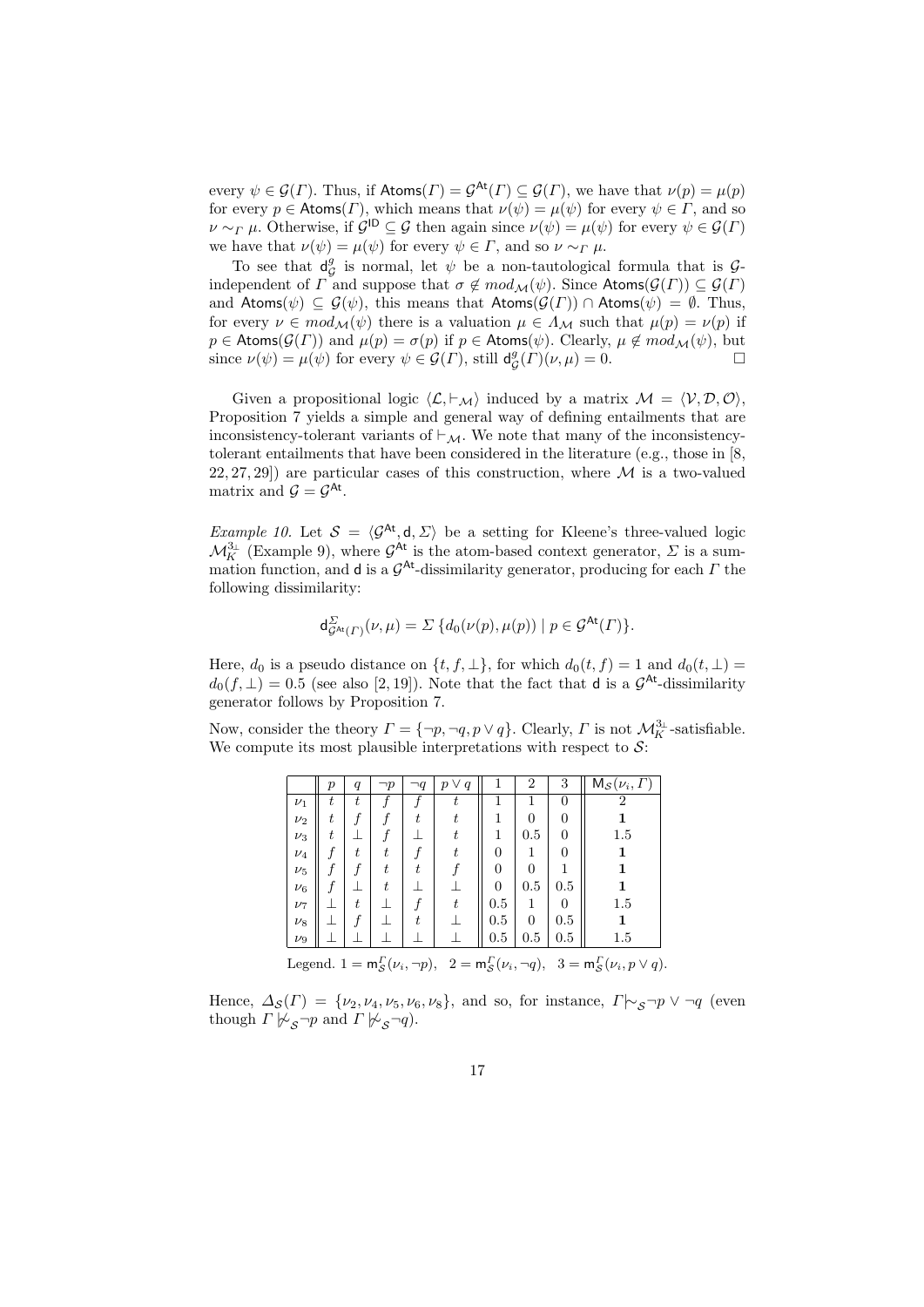every $\psi \in \mathcal{G}(\Gamma)$. Thus, if $\mathsf{Atoms}(\Gamma) = \mathcal{G}^{\mathsf{At}}(\Gamma) \subseteq \mathcal{G}(\Gamma)$, we have that $\nu(p) = \mu(p)$ for every $p \in \mathsf{Atoms}(\Gamma)$, which means that $\nu(\psi) = \mu(\psi)$ for every $\psi \in \Gamma$, and so $\nu \sim_\Gamma \mu$. Otherwise, if $\mathcal{G}^{\mathsf{ID}} \subseteq \mathcal{G}$ then again since $\nu(\psi) = \mu(\psi)$ for every $\psi \in \mathcal{G}(\Gamma)$ we have that $\nu(\psi) = \mu(\psi)$ for every $\psi \in \Gamma$, and so $\nu \sim_\Gamma \mu$.

To see that $\mathsf{d}^g_{\mathcal{G}}$ is normal, let $\psi$ be a non-tautological formula that is $\mathcal{G}$-independent of $\Gamma$ and suppose that $\sigma \notin mod_{\mathcal{M}}(\psi)$. Since $\mathsf{Atoms}(\mathcal{G}(\Gamma)) \subseteq \mathcal{G}(\Gamma)$ and $\mathsf{Atoms}(\psi) \subseteq \mathcal{G}(\psi)$, this means that $\mathsf{Atoms}(\mathcal{G}(\Gamma)) \cap \mathsf{Atoms}(\psi) = \emptyset$. Thus, for every $\nu \in mod_{\mathcal{M}}(\psi)$ there is a valuation $\mu \in \Lambda_{\mathcal{M}}$ such that $\mu(p) = \nu(p)$ if $p \in \mathsf{Atoms}(\mathcal{G}(\Gamma))$ and $\mu(p) = \sigma(p)$ if $p \in \mathsf{Atoms}(\psi)$. Clearly, $\mu \notin mod_{\mathcal{M}}(\psi)$, but since $\nu(\psi) = \mu(\psi)$ for every $\psi \in \mathcal{G}(\Gamma)$, still $\mathsf{d}^g_{\mathcal{G}}(\Gamma)(\nu, \mu) = 0$. □

Given a propositional logic $\langle \mathcal{L}, \vdash_{\mathcal{M}} \rangle$ induced by a matrix $\mathcal{M} = \langle \mathcal{V}, \mathcal{D}, \mathcal{O} \rangle$, Proposition 7 yields a simple and general way of defining entailments that are inconsistency-tolerant variants of $\vdash_{\mathcal{M}}$. We note that many of the inconsistency-tolerant entailments that have been considered in the literature (e.g., those in [8, 22, 27, 29]) are particular cases of this construction, where $\mathcal{M}$ is a two-valued matrix and $\mathcal{G} = \mathcal{G}^{\mathsf{At}}$.

*Example 10.* Let $\mathcal{S} = \langle \mathcal{G}^{\mathsf{At}}, \mathsf{d}, \Sigma \rangle$ be a setting for Kleene's three-valued logic $\mathcal{M}^{3_\perp}_K$ (Example 9), where $\mathcal{G}^{\mathsf{At}}$ is the atom-based context generator, $\Sigma$ is a summation function, and $\mathsf{d}$ is a $\mathcal{G}^{\mathsf{At}}$-dissimilarity generator, producing for each $\Gamma$ the following dissimilarity:

$$\mathsf{d}^{\Sigma}_{\mathcal{G}^{\mathsf{At}}(\Gamma)}(\nu, \mu) = \Sigma \{ d_0(\nu(p), \mu(p)) \mid p \in \mathcal{G}^{\mathsf{At}}(\Gamma) \}.$$

Here, $d_0$ is a pseudo distance on $\{t, f, \perp\}$, for which $d_0(t, f) = 1$ and $d_0(t, \perp) = d_0(f, \perp) = 0.5$ (see also [2, 19]). Note that the fact that $\mathsf{d}$ is a $\mathcal{G}^{\mathsf{At}}$-dissimilarity generator follows by Proposition 7.

Now, consider the theory $\Gamma = \{\neg p, \neg q, p \vee q\}$. Clearly, $\Gamma$ is not $\mathcal{M}^{3_\perp}_K$-satisfiable. We compute its most plausible interpretations with respect to $\mathcal{S}$:

| | $p$ | $q$ | $\neg p$ | $\neg q$ | $p \vee q$ | 1 | 2 | 3 | $\mathsf{M}_{\mathcal{S}}(\nu_i, \Gamma)$ |
|---|---|---|---|---|---|---|---|---|---|
| $\nu_1$ | $t$ | $t$ | $f$ | $f$ | $t$ | 1 | 1 | 0 | 2 |
| $\nu_2$ | $t$ | $f$ | $f$ | $t$ | $t$ | 1 | 0 | 0 | **1** |
| $\nu_3$ | $t$ | $\perp$ | $f$ | $\perp$ | $t$ | 1 | 0.5 | 0 | 1.5 |
| $\nu_4$ | $f$ | $t$ | $t$ | $f$ | $t$ | 0 | 1 | 0 | **1** |
| $\nu_5$ | $f$ | $f$ | $t$ | $t$ | $f$ | 0 | 0 | 1 | **1** |
| $\nu_6$ | $f$ | $\perp$ | $t$ | $\perp$ | $\perp$ | 0 | 0.5 | 0.5 | **1** |
| $\nu_7$ | $\perp$ | $t$ | $\perp$ | $f$ | $t$ | 0.5 | 1 | 0 | 1.5 |
| $\nu_8$ | $\perp$ | $f$ | $\perp$ | $t$ | $\perp$ | 0.5 | 0 | 0.5 | **1** |
| $\nu_9$ | $\perp$ | $\perp$ | $\perp$ | $\perp$ | $\perp$ | 0.5 | 0.5 | 0.5 | 1.5 |

Legend. $1 = \mathsf{m}^{\Gamma}_{\mathcal{S}}(\nu_i, \neg p)$, $\quad 2 = \mathsf{m}^{\Gamma}_{\mathcal{S}}(\nu_i, \neg q)$, $\quad 3 = \mathsf{m}^{\Gamma}_{\mathcal{S}}(\nu_i, p \vee q)$.

Hence, $\Delta_{\mathcal{S}}(\Gamma) = \{\nu_2, \nu_4, \nu_5, \nu_6, \nu_8\}$, and so, for instance, $\Gamma \mid\!\sim_{\mathcal{S}} \neg p \vee \neg q$ (even though $\Gamma \not\mid\!\sim_{\mathcal{S}} \neg p$ and $\Gamma \not\mid\!\sim_{\mathcal{S}} \neg q$).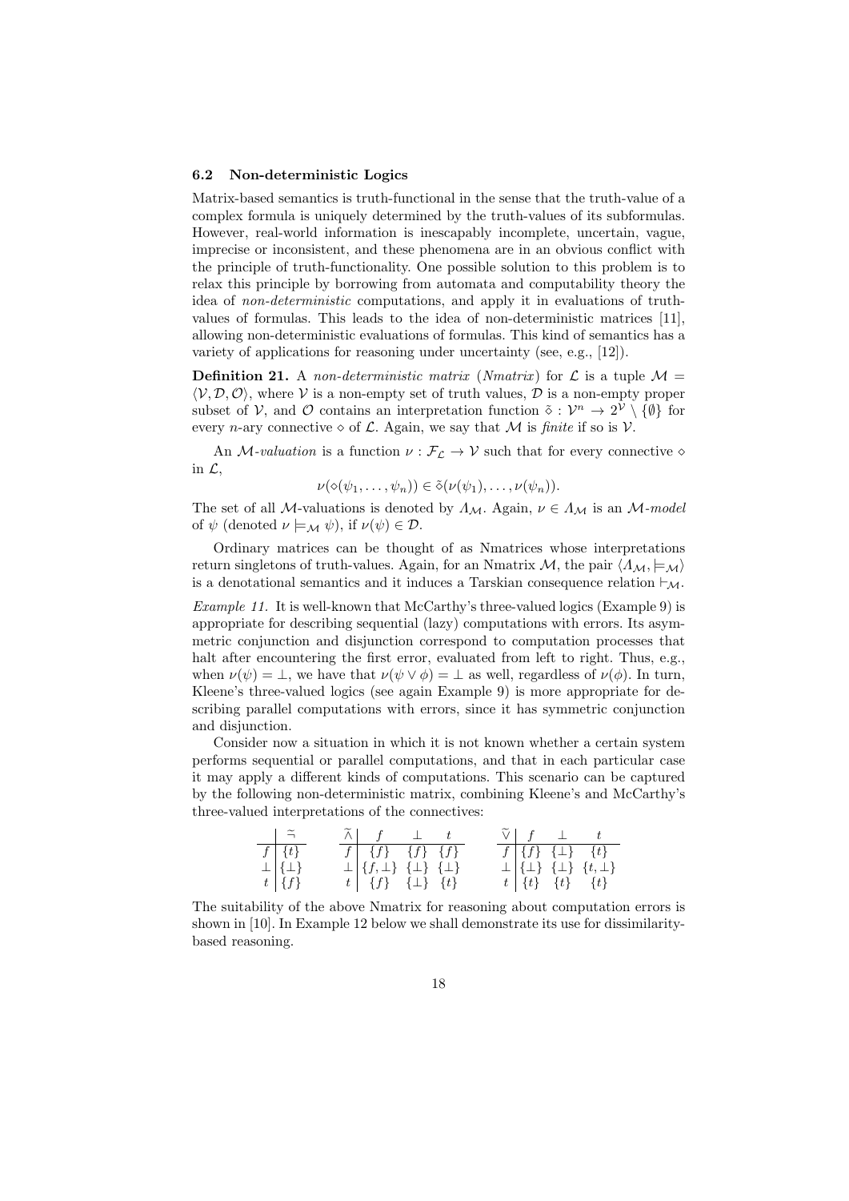### 6.2 Non-deterministic Logics

Matrix-based semantics is truth-functional in the sense that the truth-value of a complex formula is uniquely determined by the truth-values of its subformulas. However, real-world information is inescapably incomplete, uncertain, vague, imprecise or inconsistent, and these phenomena are in an obvious conflict with the principle of truth-functionality. One possible solution to this problem is to relax this principle by borrowing from automata and computability theory the idea of *non-deterministic* computations, and apply it in evaluations of truth-values of formulas. This leads to the idea of non-deterministic matrices [11], allowing non-deterministic evaluations of formulas. This kind of semantics has a variety of applications for reasoning under uncertainty (see, e.g., [12]).

**Definition 21.** A *non-deterministic matrix* (*Nmatrix*) for $\mathcal{L}$ is a tuple $\mathcal{M} = \langle \mathcal{V}, \mathcal{D}, \mathcal{O} \rangle$, where $\mathcal{V}$ is a non-empty set of truth values, $\mathcal{D}$ is a non-empty proper subset of $\mathcal{V}$, and $\mathcal{O}$ contains an interpretation function $\tilde{\diamond} : \mathcal{V}^n \to 2^{\mathcal{V}} \setminus \{\emptyset\}$ for every $n$-ary connective $\diamond$ of $\mathcal{L}$. Again, we say that $\mathcal{M}$ is *finite* if so is $\mathcal{V}$.

An $\mathcal{M}$*-valuation* is a function $\nu : \mathcal{F}_{\mathcal{L}} \to \mathcal{V}$ such that for every connective $\diamond$ in $\mathcal{L}$,

$$\nu(\diamond(\psi_1, \ldots, \psi_n)) \in \tilde{\diamond}(\nu(\psi_1), \ldots, \nu(\psi_n)).$$

The set of all $\mathcal{M}$-valuations is denoted by $\Lambda_{\mathcal{M}}$. Again, $\nu \in \Lambda_{\mathcal{M}}$ is an $\mathcal{M}$*-model* of $\psi$ (denoted $\nu \models_{\mathcal{M}} \psi$), if $\nu(\psi) \in \mathcal{D}$.

Ordinary matrices can be thought of as Nmatrices whose interpretations return singletons of truth-values. Again, for an Nmatrix $\mathcal{M}$, the pair $\langle \Lambda_{\mathcal{M}}, \models_{\mathcal{M}} \rangle$ is a denotational semantics and it induces a Tarskian consequence relation $\vdash_{\mathcal{M}}$.

*Example 11.* It is well-known that McCarthy's three-valued logics (Example 9) is appropriate for describing sequential (lazy) computations with errors. Its asymmetric conjunction and disjunction correspond to computation processes that halt after encountering the first error, evaluated from left to right. Thus, e.g., when $\nu(\psi) = \perp$, we have that $\nu(\psi \vee \phi) = \perp$ as well, regardless of $\nu(\phi)$. In turn, Kleene's three-valued logics (see again Example 9) is more appropriate for describing parallel computations with errors, since it has symmetric conjunction and disjunction.

Consider now a situation in which it is not known whether a certain system performs sequential or parallel computations, and that in each particular case it may apply a different kinds of computations. This scenario can be captured by the following non-deterministic matrix, combining Kleene's and McCarthy's three-valued interpretations of the connectives:

|  | $\tilde{\neg}$ |
|---|---|
| $f$ | $\{t\}$ |
| $\perp$ | $\{\perp\}$ |
| $t$ | $\{f\}$ |

| $\tilde{\wedge}$ | $f$ | $\perp$ | $t$ |
|---|---|---|---|
| $f$ | $\{f\}$ | $\{f\}$ | $\{f\}$ |
| $\perp$ | $\{f, \perp\}$ | $\{\perp\}$ | $\{\perp\}$ |
| $t$ | $\{f\}$ | $\{\perp\}$ | $\{t\}$ |

| $\tilde{\vee}$ | $f$ | $\perp$ | $t$ |
|---|---|---|---|
| $f$ | $\{f\}$ | $\{\perp\}$ | $\{t\}$ |
| $\perp$ | $\{\perp\}$ | $\{\perp\}$ | $\{t, \perp\}$ |
| $t$ | $\{t\}$ | $\{t\}$ | $\{t\}$ |

The suitability of the above Nmatrix for reasoning about computation errors is shown in [10]. In Example 12 below we shall demonstrate its use for dissimilarity-based reasoning.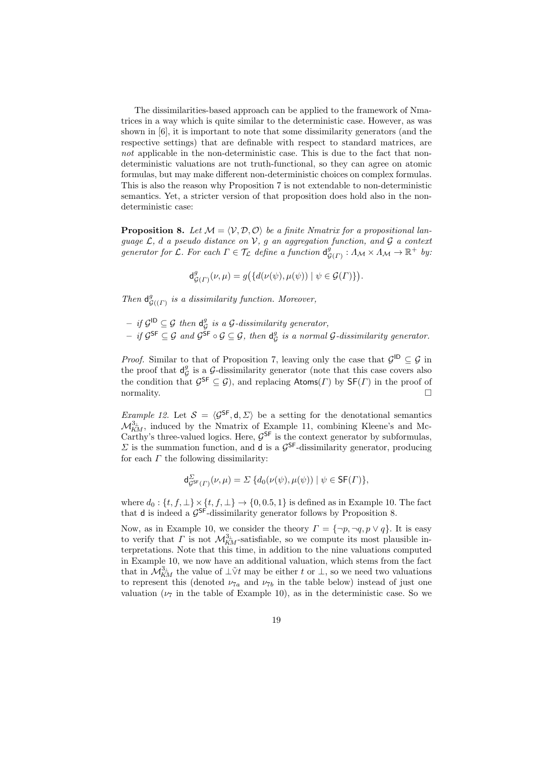The dissimilarities-based approach can be applied to the framework of Nmatrices in a way which is quite similar to the deterministic case. However, as was shown in [6], it is important to note that some dissimilarity generators (and the respective settings) that are definable with respect to standard matrices, are *not* applicable in the non-deterministic case. This is due to the fact that non-deterministic valuations are not truth-functional, so they can agree on atomic formulas, but may make different non-deterministic choices on complex formulas. This is also the reason why Proposition 7 is not extendable to non-deterministic semantics. Yet, a stricter version of that proposition does hold also in the non-deterministic case:

**Proposition 8.** *Let $\mathcal{M} = \langle \mathcal{V}, \mathcal{D}, \mathcal{O} \rangle$ be a finite Nmatrix for a propositional language $\mathcal{L}$, $d$ a pseudo distance on $\mathcal{V}$, $g$ an aggregation function, and $\mathcal{G}$ a context generator for $\mathcal{L}$. For each $\Gamma \in \mathcal{T}_{\mathcal{L}}$ define a function $\mathsf{d}^g_{\mathcal{G}(\Gamma)} : \Lambda_{\mathcal{M}} \times \Lambda_{\mathcal{M}} \to \mathbb{R}^+$ by:*

$$\mathsf{d}^g_{\mathcal{G}(\Gamma)}(\nu, \mu) = g\big(\{d(\nu(\psi), \mu(\psi)) \mid \psi \in \mathcal{G}(\Gamma)\}\big).$$

*Then $\mathsf{d}^g_{\mathcal{G}((\Gamma)}$ is a dissimilarity function. Moreover,*

- *if $\mathcal{G}^{\mathsf{ID}} \subseteq \mathcal{G}$ then $\mathsf{d}^g_{\mathcal{G}}$ is a $\mathcal{G}$-dissimilarity generator,*
- *if $\mathcal{G}^{\mathsf{SF}} \subseteq \mathcal{G}$ and $\mathcal{G}^{\mathsf{SF}} \circ \mathcal{G} \subseteq \mathcal{G}$, then $\mathsf{d}^g_{\mathcal{G}}$ is a normal $\mathcal{G}$-dissimilarity generator.*

*Proof.* Similar to that of Proposition 7, leaving only the case that $\mathcal{G}^{\mathsf{ID}} \subseteq \mathcal{G}$ in the proof that $\mathsf{d}^g_{\mathcal{G}}$ is a $\mathcal{G}$-dissimilarity generator (note that this case covers also the condition that $\mathcal{G}^{\mathsf{SF}} \subseteq \mathcal{G}$), and replacing $\mathsf{Atoms}(\Gamma)$ by $\mathsf{SF}(\Gamma)$ in the proof of normality. □

*Example 12.* Let $\mathcal{S} = \langle \mathcal{G}^{\mathsf{SF}}, \mathsf{d}, \Sigma \rangle$ be a setting for the denotational semantics $\mathcal{M}^{3_\perp}_{KM}$, induced by the Nmatrix of Example 11, combining Kleene's and McCarthy's three-valued logics. Here, $\mathcal{G}^{\mathsf{SF}}$ is the context generator by subformulas, $\Sigma$ is the summation function, and $\mathsf{d}$ is a $\mathcal{G}^{\mathsf{SF}}$-dissimilarity generator, producing for each $\Gamma$ the following dissimilarity:

$$\mathsf{d}^{\Sigma}_{\mathcal{G}^{\mathsf{SF}}(\Gamma)}(\nu, \mu) = \Sigma\,\{d_0(\nu(\psi), \mu(\psi)) \mid \psi \in \mathsf{SF}(\Gamma)\},$$

where $d_0 : \{t, f, \perp\} \times \{t, f, \perp\} \to \{0, 0.5, 1\}$ is defined as in Example 10. The fact that $\mathsf{d}$ is indeed a $\mathcal{G}^{\mathsf{SF}}$-dissimilarity generator follows by Proposition 8.

Now, as in Example 10, we consider the theory $\Gamma = \{\neg p, \neg q, p \vee q\}$. It is easy to verify that $\Gamma$ is not $\mathcal{M}^{3_\perp}_{KM}$-satisfiable, so we compute its most plausible interpretations. Note that this time, in addition to the nine valuations computed in Example 10, we now have an additional valuation, which stems from the fact that in $\mathcal{M}^{3_\perp}_{KM}$ the value of $\perp \tilde{\vee} t$ may be either $t$ or $\perp$, so we need two valuations to represent this (denoted $\nu_{7a}$ and $\nu_{7b}$ in the table below) instead of just one valuation ($\nu_7$ in the table of Example 10), as in the deterministic case. So we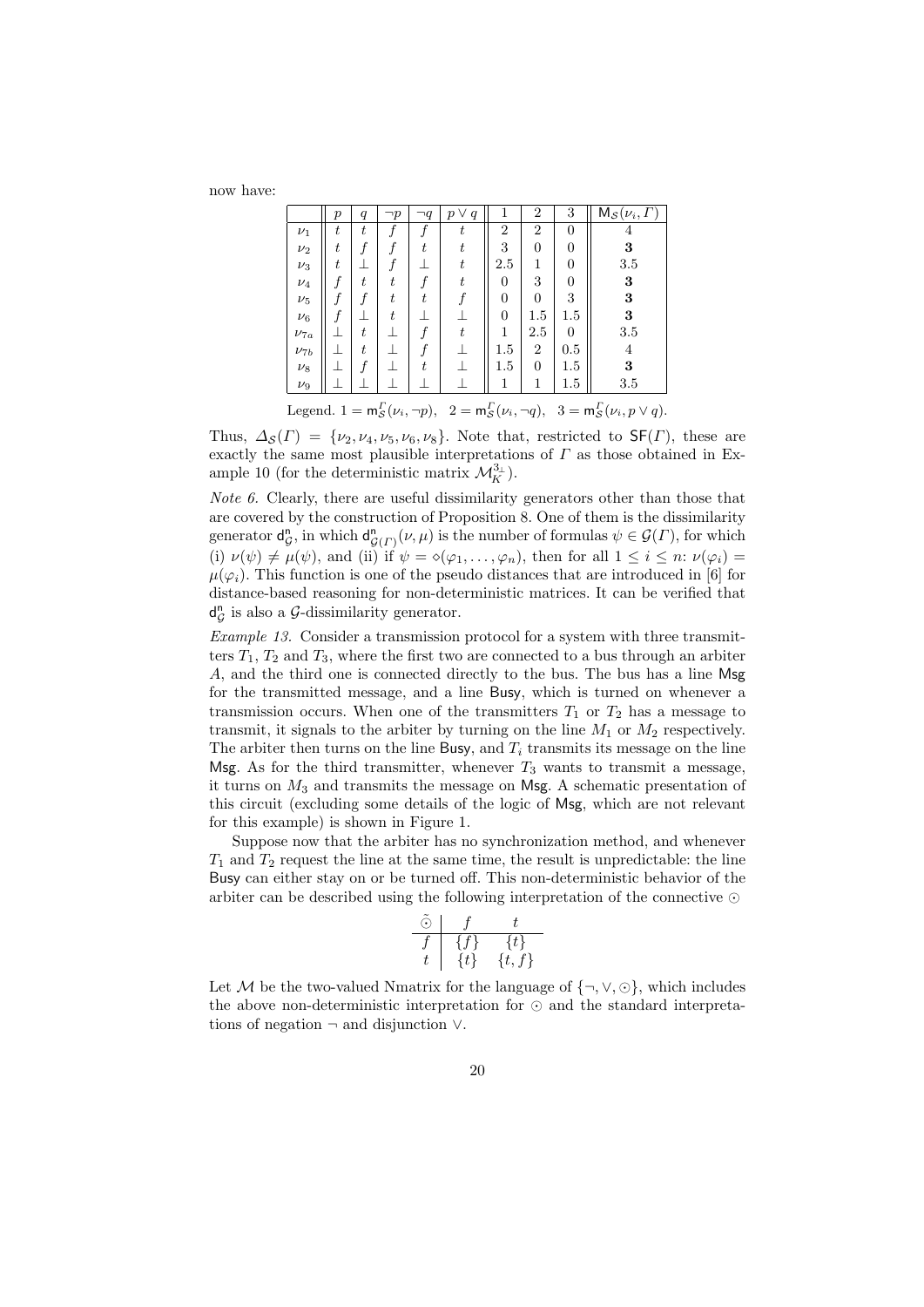now have:

| | $p$ | $q$ | $\neg p$ | $\neg q$ | $p \vee q$ | 1 | 2 | 3 | $\mathsf{M}_{\mathcal{S}}(\nu_i, \Gamma)$ |
|---|---|---|---|---|---|---|---|---|---|
| $\nu_1$ | $t$ | $t$ | $f$ | $f$ | $t$ | 2 | 2 | 0 | 4 |
| $\nu_2$ | $t$ | $f$ | $f$ | $t$ | $t$ | 3 | 0 | 0 | **3** |
| $\nu_3$ | $t$ | $\perp$ | $f$ | $\perp$ | $t$ | 2.5 | 1 | 0 | 3.5 |
| $\nu_4$ | $f$ | $t$ | $t$ | $f$ | $t$ | 0 | 3 | 0 | **3** |
| $\nu_5$ | $f$ | $f$ | $t$ | $t$ | $f$ | 0 | 0 | 3 | **3** |
| $\nu_6$ | $f$ | $\perp$ | $t$ | $\perp$ | $\perp$ | 0 | 1.5 | 1.5 | **3** |
| $\nu_{7a}$ | $\perp$ | $t$ | $\perp$ | $f$ | $t$ | 1 | 2.5 | 0 | 3.5 |
| $\nu_{7b}$ | $\perp$ | $t$ | $\perp$ | $f$ | $\perp$ | 1.5 | 2 | 0.5 | 4 |
| $\nu_8$ | $\perp$ | $f$ | $\perp$ | $t$ | $\perp$ | 1.5 | 0 | 1.5 | **3** |
| $\nu_9$ | $\perp$ | $\perp$ | $\perp$ | $\perp$ | $\perp$ | 1 | 1 | 1.5 | 3.5 |

Legend. $1 = \mathsf{m}^{\Gamma}_{\mathcal{S}}(\nu_i, \neg p)$, $\quad 2 = \mathsf{m}^{\Gamma}_{\mathcal{S}}(\nu_i, \neg q)$, $\quad 3 = \mathsf{m}^{\Gamma}_{\mathcal{S}}(\nu_i, p \vee q)$.

Thus, $\Delta_{\mathcal{S}}(\Gamma) = \{\nu_2, \nu_4, \nu_5, \nu_6, \nu_8\}$. Note that, restricted to $\mathsf{SF}(\Gamma)$, these are exactly the same most plausible interpretations of $\Gamma$ as those obtained in Example 10 (for the deterministic matrix $\mathcal{M}^{3_\perp}_{K}$).

*Note 6.* Clearly, there are useful dissimilarity generators other than those that are covered by the construction of Proposition 8. One of them is the dissimilarity generator $\mathsf{d}^{\mathsf{n}}_{\mathcal{G}}$, in which $\mathsf{d}^{\mathsf{n}}_{\mathcal{G}(\Gamma)}(\nu, \mu)$ is the number of formulas $\psi \in \mathcal{G}(\Gamma)$, for which (i) $\nu(\psi) \neq \mu(\psi)$, and (ii) if $\psi = \diamond(\varphi_1, \ldots, \varphi_n)$, then for all $1 \leq i \leq n$: $\nu(\varphi_i) = \mu(\varphi_i)$. This function is one of the pseudo distances that are introduced in [6] for distance-based reasoning for non-deterministic matrices. It can be verified that $\mathsf{d}^{\mathsf{n}}_{\mathcal{G}}$ is also a $\mathcal{G}$-dissimilarity generator.

*Example 13.* Consider a transmission protocol for a system with three transmitters $T_1$, $T_2$ and $T_3$, where the first two are connected to a bus through an arbiter $A$, and the third one is connected directly to the bus. The bus has a line $\mathsf{Msg}$ for the transmitted message, and a line $\mathsf{Busy}$, which is turned on whenever a transmission occurs. When one of the transmitters $T_1$ or $T_2$ has a message to transmit, it signals to the arbiter by turning on the line $M_1$ or $M_2$ respectively. The arbiter then turns on the line $\mathsf{Busy}$, and $T_i$ transmits its message on the line $\mathsf{Msg}$. As for the third transmitter, whenever $T_3$ wants to transmit a message, it turns on $M_3$ and transmits the message on $\mathsf{Msg}$. A schematic presentation of this circuit (excluding some details of the logic of $\mathsf{Msg}$, which are not relevant for this example) is shown in Figure 1.

Suppose now that the arbiter has no synchronization method, and whenever $T_1$ and $T_2$ request the line at the same time, the result is unpredictable: the line $\mathsf{Busy}$ can either stay on or be turned off. This non-deterministic behavior of the arbiter can be described using the following interpretation of the connective $\odot$

| $\tilde{\odot}$ | $f$ | $t$ |
|---|---|---|
| $f$ | $\{f\}$ | $\{t\}$ |
| $t$ | $\{t\}$ | $\{t, f\}$ |

Let $\mathcal{M}$ be the two-valued Nmatrix for the language of $\{\neg, \vee, \odot\}$, which includes the above non-deterministic interpretation for $\odot$ and the standard interpretations of negation $\neg$ and disjunction $\vee$.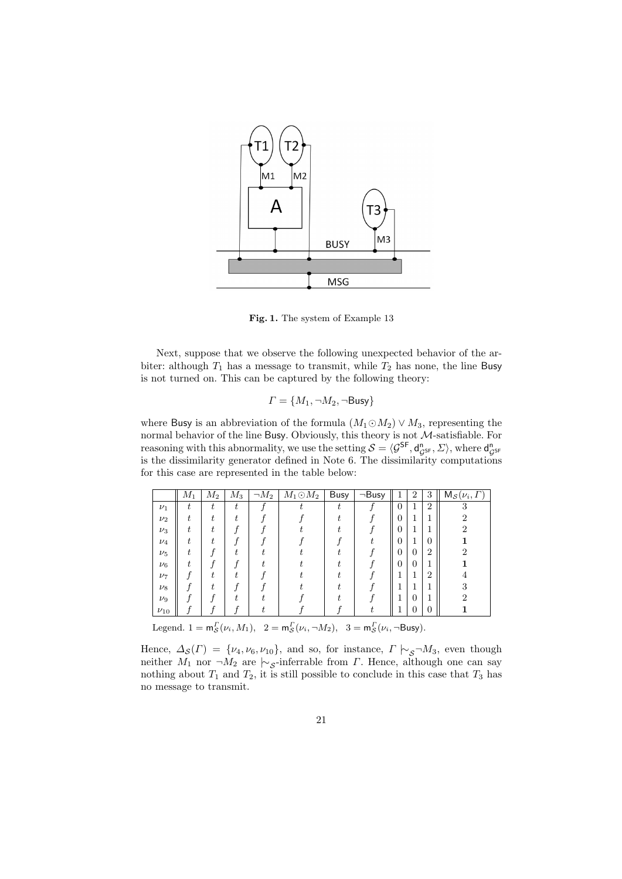Fig. 1. The system of Example 13

Next, suppose that we observe the following unexpected behavior of the arbiter: although $T_1$ has a message to transmit, while $T_2$ has none, the line Busy is not turned on. This can be captured by the following theory:

$$\Gamma = \{M_1, \neg M_2, \neg \mathsf{Busy}\}$$

where Busy is an abbreviation of the formula $(M_1 \odot M_2) \vee M_3$, representing the normal behavior of the line Busy. Obviously, this theory is not $\mathcal{M}$-satisfiable. For reasoning with this abnormality, we use the setting $\mathcal{S} = \langle \mathcal{G}^{\mathsf{SF}}, \mathsf{d}^{\mathsf{n}}_{\mathcal{G}^{\mathsf{SF}}}, \Sigma \rangle$, where $\mathsf{d}^{\mathsf{n}}_{\mathcal{G}^{\mathsf{SF}}}$ is the dissimilarity generator defined in Note 6. The dissimilarity computations for this case are represented in the table below:

| | $M_1$ | $M_2$ | $M_3$ | $\neg M_2$ | $M_1 \odot M_2$ | Busy | $\neg$Busy | 1 | 2 | 3 | $\mathsf{M}_{\mathcal{S}}(\nu_i, \Gamma)$ |
|---|---|---|---|---|---|---|---|---|---|---|---|
| $\nu_1$ | $t$ | $t$ | $t$ | $f$ | $t$ | $t$ | $f$ | 0 | 1 | 2 | 3 |
| $\nu_2$ | $t$ | $t$ | $t$ | $f$ | $f$ | $t$ | $f$ | 0 | 1 | 1 | 2 |
| $\nu_3$ | $t$ | $t$ | $f$ | $f$ | $t$ | $t$ | $f$ | 0 | 1 | 1 | 2 |
| $\nu_4$ | $t$ | $t$ | $f$ | $f$ | $f$ | $f$ | $t$ | 0 | 1 | 0 | **1** |
| $\nu_5$ | $t$ | $f$ | $t$ | $t$ | $t$ | $t$ | $f$ | 0 | 0 | 2 | 2 |
| $\nu_6$ | $t$ | $f$ | $f$ | $t$ | $t$ | $t$ | $f$ | 0 | 0 | 1 | **1** |
| $\nu_7$ | $f$ | $t$ | $t$ | $f$ | $t$ | $t$ | $f$ | 1 | 1 | 2 | 4 |
| $\nu_8$ | $f$ | $t$ | $f$ | $f$ | $t$ | $t$ | $f$ | 1 | 1 | 1 | 3 |
| $\nu_9$ | $f$ | $f$ | $t$ | $t$ | $f$ | $t$ | $f$ | 1 | 0 | 1 | 2 |
| $\nu_{10}$ | $f$ | $f$ | $f$ | $t$ | $f$ | $f$ | $t$ | 1 | 0 | 0 | **1** |

Legend. $1 = \mathsf{m}^{\Gamma}_{\mathcal{S}}(\nu_i, M_1)$, $2 = \mathsf{m}^{\Gamma}_{\mathcal{S}}(\nu_i, \neg M_2)$, $3 = \mathsf{m}^{\Gamma}_{\mathcal{S}}(\nu_i, \neg \mathsf{Busy})$.

Hence, $\Delta_{\mathcal{S}}(\Gamma) = \{\nu_4, \nu_6, \nu_{10}\}$, and so, for instance, $\Gamma \mid\!\sim_{\mathcal{S}} \neg M_3$, even though neither $M_1$ nor $\neg M_2$ are $\mid\!\sim_{\mathcal{S}}$-inferrable from $\Gamma$. Hence, although one can say nothing about $T_1$ and $T_2$, it is still possible to conclude in this case that $T_3$ has no message to transmit.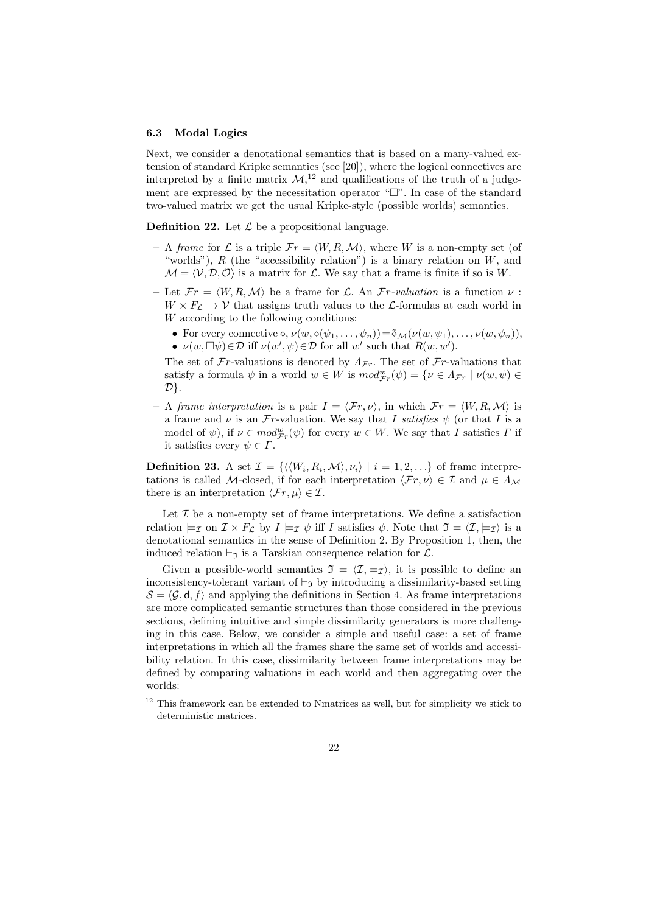### 6.3 Modal Logics

Next, we consider a denotational semantics that is based on a many-valued extension of standard Kripke semantics (see [20]), where the logical connectives are interpreted by a finite matrix $\mathcal{M}$,[12] and qualifications of the truth of a judgement are expressed by the necessitation operator "$\Box$". In case of the standard two-valued matrix we get the usual Kripke-style (possible worlds) semantics.

**Definition 22.** Let $\mathcal{L}$ be a propositional language.

- A *frame* for $\mathcal{L}$ is a triple $\mathcal{F}r = \langle W, R, \mathcal{M}\rangle$, where $W$ is a non-empty set (of "worlds"), $R$ (the "accessibility relation") is a binary relation on $W$, and $\mathcal{M} = \langle \mathcal{V}, \mathcal{D}, \mathcal{O}\rangle$ is a matrix for $\mathcal{L}$. We say that a frame is finite if so is $W$.
- Let $\mathcal{F}r = \langle W, R, \mathcal{M}\rangle$ be a frame for $\mathcal{L}$. An $\mathcal{F}r$*-valuation* is a function $\nu : W \times F_{\mathcal{L}} \to \mathcal{V}$ that assigns truth values to the $\mathcal{L}$-formulas at each world in $W$ according to the following conditions:
  - For every connective $\diamond$, $\nu(w, \diamond(\psi_1, \ldots, \psi_n)) = \tilde{\diamond}_{\mathcal{M}}(\nu(w, \psi_1), \ldots, \nu(w, \psi_n))$,
  - $\nu(w, \Box\psi) \in \mathcal{D}$ iff $\nu(w', \psi) \in \mathcal{D}$ for all $w'$ such that $R(w, w')$.

  The set of $\mathcal{F}r$-valuations is denoted by $\Lambda_{\mathcal{F}r}$. The set of $\mathcal{F}r$-valuations that satisfy a formula $\psi$ in a world $w \in W$ is $mod^{w}_{\mathcal{F}r}(\psi) = \{\nu \in \Lambda_{\mathcal{F}r} \mid \nu(w, \psi) \in \mathcal{D}\}$.
- A *frame interpretation* is a pair $I = \langle \mathcal{F}r, \nu\rangle$, in which $\mathcal{F}r = \langle W, R, \mathcal{M}\rangle$ is a frame and $\nu$ is an $\mathcal{F}r$-valuation. We say that $I$ *satisfies* $\psi$ (or that $I$ is a model of $\psi$), if $\nu \in mod^{w}_{\mathcal{F}r}(\psi)$ for every $w \in W$. We say that $I$ satisfies $\Gamma$ if it satisfies every $\psi \in \Gamma$.

**Definition 23.** A set $\mathcal{I} = \{\langle\langle W_i, R_i, \mathcal{M}\rangle, \nu_i\rangle \mid i = 1, 2, \ldots\}$ of frame interpretations is called $\mathcal{M}$-closed, if for each interpretation $\langle \mathcal{F}r, \nu\rangle \in \mathcal{I}$ and $\mu \in \Lambda_{\mathcal{M}}$ there is an interpretation $\langle \mathcal{F}r, \mu\rangle \in \mathcal{I}$.

Let $\mathcal{I}$ be a non-empty set of frame interpretations. We define a satisfaction relation $\models_{\mathcal{I}}$ on $\mathcal{I} \times F_{\mathcal{L}}$ by $I \models_{\mathcal{I}} \psi$ iff $I$ satisfies $\psi$. Note that $\mathfrak{I} = \langle \mathcal{I}, \models_{\mathcal{I}}\rangle$ is a denotational semantics in the sense of Definition 2. By Proposition 1, then, the induced relation $\vdash_{\mathfrak{I}}$ is a Tarskian consequence relation for $\mathcal{L}$.

Given a possible-world semantics $\mathfrak{I} = \langle \mathcal{I}, \models_{\mathcal{I}}\rangle$, it is possible to define an inconsistency-tolerant variant of $\vdash_{\mathfrak{I}}$ by introducing a dissimilarity-based setting $\mathcal{S} = \langle \mathcal{G}, \mathsf{d}, f\rangle$ and applying the definitions in Section 4. As frame interpretations are more complicated semantic structures than those considered in the previous sections, defining intuitive and simple dissimilarity generators is more challenging in this case. Below, we consider a simple and useful case: a set of frame interpretations in which all the frames share the same set of worlds and accessibility relation. In this case, dissimilarity between frame interpretations may be defined by comparing valuations in each world and then aggregating over the worlds:

[12] This framework can be extended to Nmatrices as well, but for simplicity we stick to deterministic matrices.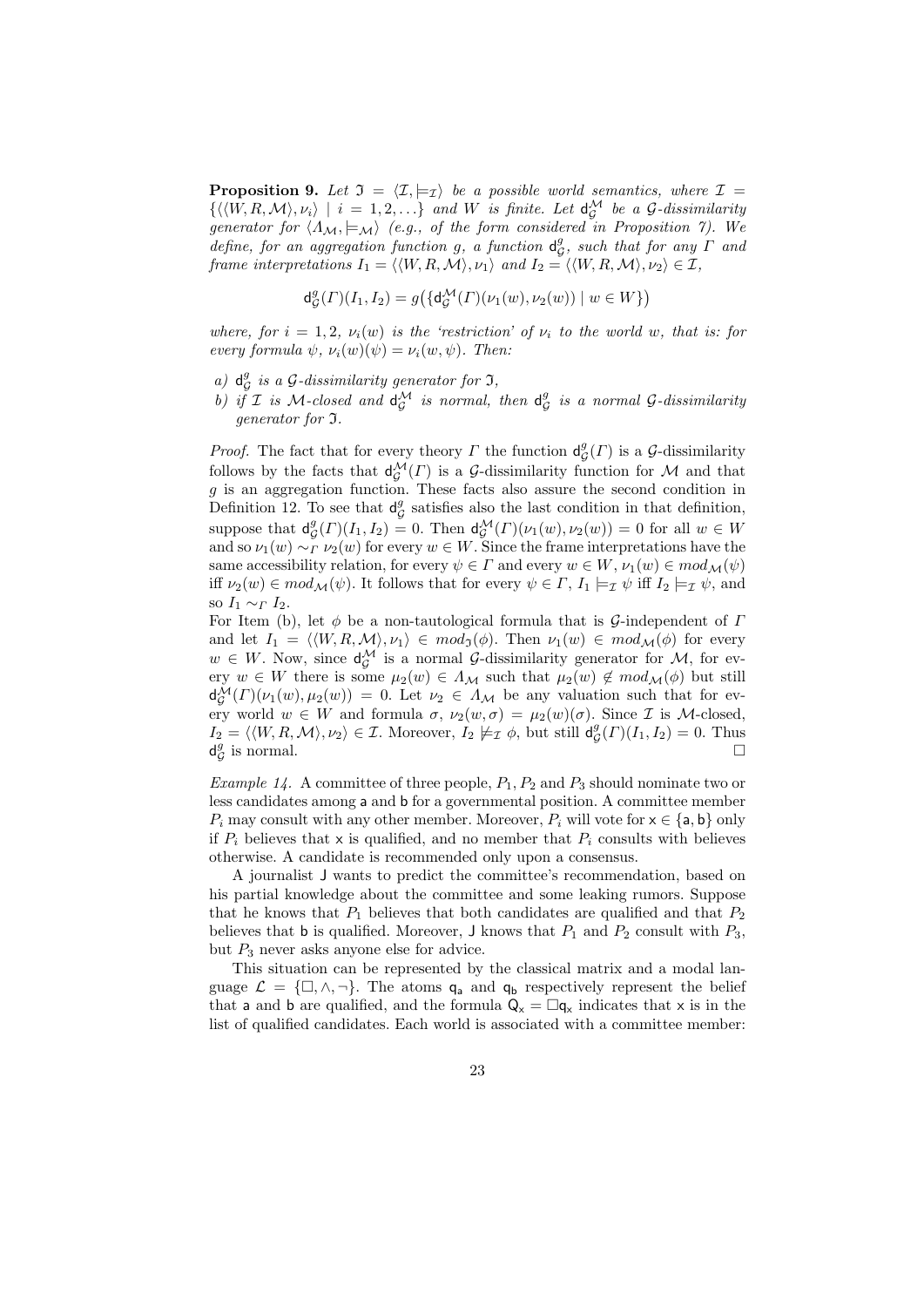**Proposition 9.** *Let $\mathfrak{I} = \langle \mathcal{I}, \models_{\mathcal{I}} \rangle$ be a possible world semantics, where $\mathcal{I} = \{\langle\langle W, R, \mathcal{M}\rangle, \nu_i\rangle \mid i = 1, 2, \ldots\}$ and $W$ is finite. Let $\mathsf{d}^{\mathcal{M}}_{\mathcal{G}}$ be a $\mathcal{G}$-dissimilarity generator for $\langle \Lambda_{\mathcal{M}}, \models_{\mathcal{M}} \rangle$ (e.g., of the form considered in Proposition 7). We define, for an aggregation function $g$, a function $\mathsf{d}^{g}_{\mathcal{G}}$, such that for any $\Gamma$ and frame interpretations $I_1 = \langle\langle W, R, \mathcal{M}\rangle, \nu_1\rangle$ and $I_2 = \langle\langle W, R, \mathcal{M}\rangle, \nu_2\rangle \in \mathcal{I}$,*

$$\mathsf{d}^{g}_{\mathcal{G}}(\Gamma)(I_1, I_2) = g\big(\{\mathsf{d}^{\mathcal{M}}_{\mathcal{G}}(\Gamma)(\nu_1(w), \nu_2(w)) \mid w \in W\}\big)$$

*where, for $i = 1, 2$, $\nu_i(w)$ is the 'restriction' of $\nu_i$ to the world $w$, that is: for every formula $\psi$, $\nu_i(w)(\psi) = \nu_i(w, \psi)$. Then:*

*a) $\mathsf{d}^{g}_{\mathcal{G}}$ is a $\mathcal{G}$-dissimilarity generator for $\mathfrak{I}$,*
*b) if $\mathcal{I}$ is $\mathcal{M}$-closed and $\mathsf{d}^{\mathcal{M}}_{\mathcal{G}}$ is normal, then $\mathsf{d}^{g}_{\mathcal{G}}$ is a normal $\mathcal{G}$-dissimilarity generator for $\mathfrak{I}$.*

*Proof.* The fact that for every theory $\Gamma$ the function $\mathsf{d}^{g}_{\mathcal{G}}(\Gamma)$ is a $\mathcal{G}$-dissimilarity follows by the facts that $\mathsf{d}^{\mathcal{M}}_{\mathcal{G}}(\Gamma)$ is a $\mathcal{G}$-dissimilarity function for $\mathcal{M}$ and that $g$ is an aggregation function. These facts also assure the second condition in Definition 12. To see that $\mathsf{d}^{g}_{\mathcal{G}}$ satisfies also the last condition in that definition, suppose that $\mathsf{d}^{g}_{\mathcal{G}}(\Gamma)(I_1, I_2) = 0$. Then $\mathsf{d}^{\mathcal{M}}_{\mathcal{G}}(\Gamma)(\nu_1(w), \nu_2(w)) = 0$ for all $w \in W$ and so $\nu_1(w) \sim_{\Gamma} \nu_2(w)$ for every $w \in W$. Since the frame interpretations have the same accessibility relation, for every $\psi \in \Gamma$ and every $w \in W$, $\nu_1(w) \in mod_{\mathcal{M}}(\psi)$ iff $\nu_2(w) \in mod_{\mathcal{M}}(\psi)$. It follows that for every $\psi \in \Gamma$, $I_1 \models_{\mathcal{I}} \psi$ iff $I_2 \models_{\mathcal{I}} \psi$, and so $I_1 \sim_{\Gamma} I_2$.

For Item (b), let $\phi$ be a non-tautological formula that is $\mathcal{G}$-independent of $\Gamma$ and let $I_1 = \langle\langle W, R, \mathcal{M}\rangle, \nu_1\rangle \in mod_{\mathfrak{I}}(\phi)$. Then $\nu_1(w) \in mod_{\mathcal{M}}(\phi)$ for every $w \in W$. Now, since $\mathsf{d}^{\mathcal{M}}_{\mathcal{G}}$ is a normal $\mathcal{G}$-dissimilarity generator for $\mathcal{M}$, for every $w \in W$ there is some $\mu_2(w) \in \Lambda_{\mathcal{M}}$ such that $\mu_2(w) \notin mod_{\mathcal{M}}(\phi)$ but still $\mathsf{d}^{\mathcal{M}}_{\mathcal{G}}(\Gamma)(\nu_1(w), \mu_2(w)) = 0$. Let $\nu_2 \in \Lambda_{\mathcal{M}}$ be any valuation such that for every world $w \in W$ and formula $\sigma$, $\nu_2(w, \sigma) = \mu_2(w)(\sigma)$. Since $\mathcal{I}$ is $\mathcal{M}$-closed, $I_2 = \langle\langle W, R, \mathcal{M}\rangle, \nu_2\rangle \in \mathcal{I}$. Moreover, $I_2 \not\models_{\mathcal{I}} \phi$, but still $\mathsf{d}^{g}_{\mathcal{G}}(\Gamma)(I_1, I_2) = 0$. Thus $\mathsf{d}^{g}_{\mathcal{G}}$ is normal. $\square$

*Example 14.* A committee of three people, $P_1, P_2$ and $P_3$ should nominate two or less candidates among $\mathsf{a}$ and $\mathsf{b}$ for a governmental position. A committee member $P_i$ may consult with any other member. Moreover, $P_i$ will vote for $\mathsf{x} \in \{\mathsf{a}, \mathsf{b}\}$ only if $P_i$ believes that $\mathsf{x}$ is qualified, and no member that $P_i$ consults with believes otherwise. A candidate is recommended only upon a consensus.

A journalist $\mathsf{J}$ wants to predict the committee's recommendation, based on his partial knowledge about the committee and some leaking rumors. Suppose that he knows that $P_1$ believes that both candidates are qualified and that $P_2$ believes that $\mathsf{b}$ is qualified. Moreover, $\mathsf{J}$ knows that $P_1$ and $P_2$ consult with $P_3$, but $P_3$ never asks anyone else for advice.

This situation can be represented by the classical matrix and a modal language $\mathcal{L} = \{\Box, \wedge, \neg\}$. The atoms $\mathsf{q_a}$ and $\mathsf{q_b}$ respectively represent the belief that $\mathsf{a}$ and $\mathsf{b}$ are qualified, and the formula $\mathsf{Q_x} = \Box\mathsf{q_x}$ indicates that $\mathsf{x}$ is in the list of qualified candidates. Each world is associated with a committee member: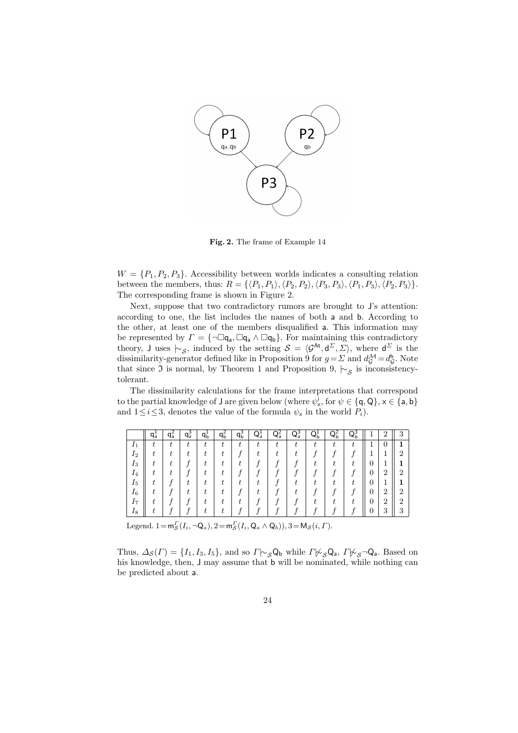**Fig. 2.** The frame of Example 14

$W = \{P_1, P_2, P_3\}$. Accessibility between worlds indicates a consulting relation between the members, thus: $R = \{\langle P_1, P_1\rangle, \langle P_2, P_2\rangle, \langle P_3, P_3\rangle, \langle P_1, P_3\rangle, \langle P_2, P_3\rangle\}$. The corresponding frame is shown in Figure 2.

Next, suppose that two contradictory rumors are brought to J's attention: according to one, the list includes the names of both a and b. According to the other, at least one of the members disqualified a. This information may be represented by $\Gamma = \{\neg\Box \mathsf{q_a}, \Box \mathsf{q_a} \wedge \Box \mathsf{q_b}\}$. For maintaining this contradictory theory, J uses $\mid\!\sim_{\mathcal{S}}$, induced by the setting $\mathcal{S} = \langle \mathcal{G}^{\mathsf{At}}, \mathsf{d}^{\Sigma}, \Sigma\rangle$, where $\mathsf{d}^{\Sigma}$ is the dissimilarity-generator defined like in Proposition 9 for $g = \Sigma$ and $d^{\mathcal{M}}_{\mathcal{G}} = d^{\mathsf{h}}_{\mathcal{G}}$. Note that since $\mathfrak{I}$ is normal, by Theorem 1 and Proposition 9, $\mid\!\sim_{\mathcal{S}}$ is inconsistency-tolerant.

The dissimilarity calculations for the frame interpretations that correspond to the partial knowledge of J are given below (where $\psi^i_{\mathsf{x}}$, for $\psi \in \{\mathsf{q}, \mathsf{Q}\}$, $\mathsf{x} \in \{\mathsf{a}, \mathsf{b}\}$ and $1 \leq i \leq 3$, denotes the value of the formula $\psi_{\mathsf{x}}$ in the world $P_i$).

| | $\mathsf{q}^1_\mathsf{a}$ | $\mathsf{q}^2_\mathsf{a}$ | $\mathsf{q}^3_\mathsf{a}$ | $\mathsf{q}^1_\mathsf{b}$ | $\mathsf{q}^2_\mathsf{b}$ | $\mathsf{q}^3_\mathsf{b}$ | $\mathsf{Q}^1_\mathsf{a}$ | $\mathsf{Q}^2_\mathsf{a}$ | $\mathsf{Q}^3_\mathsf{a}$ | $\mathsf{Q}^1_\mathsf{b}$ | $\mathsf{Q}^2_\mathsf{b}$ | $\mathsf{Q}^3_\mathsf{b}$ | 1 | 2 | 3 |
|---|---|---|---|---|---|---|---|---|---|---|---|---|---|---|---|
| $I_1$ | $t$ | $t$ | $t$ | $t$ | $t$ | $t$ | $t$ | $t$ | $t$ | $t$ | $t$ | $t$ | 1 | 0 | **1** |
| $I_2$ | $t$ | $t$ | $t$ | $t$ | $t$ | $f$ | $t$ | $t$ | $t$ | $f$ | $f$ | $f$ | 1 | 1 | 2 |
| $I_3$ | $t$ | $t$ | $f$ | $t$ | $t$ | $t$ | $f$ | $f$ | $f$ | $t$ | $t$ | $t$ | 0 | 1 | **1** |
| $I_4$ | $t$ | $t$ | $f$ | $t$ | $t$ | $f$ | $f$ | $f$ | $f$ | $f$ | $f$ | $f$ | 0 | 2 | 2 |
| $I_5$ | $t$ | $f$ | $t$ | $t$ | $t$ | $t$ | $t$ | $f$ | $t$ | $t$ | $t$ | $t$ | 0 | 1 | **1** |
| $I_6$ | $t$ | $f$ | $t$ | $t$ | $t$ | $f$ | $t$ | $f$ | $t$ | $f$ | $f$ | $f$ | 0 | 2 | 2 |
| $I_7$ | $t$ | $f$ | $f$ | $t$ | $t$ | $t$ | $f$ | $f$ | $f$ | $t$ | $t$ | $t$ | 0 | 2 | 2 |
| $I_8$ | $t$ | $f$ | $f$ | $t$ | $t$ | $f$ | $f$ | $f$ | $f$ | $f$ | $f$ | $f$ | 0 | 3 | 3 |

Legend. $1 = \mathsf{m}^{\Gamma}_{\mathcal{S}}(I_i, \neg\mathsf{Q}_a), 2 = \mathsf{m}^{\Gamma}_{\mathcal{S}}(I_i, \mathsf{Q}_a \wedge \mathsf{Q}_b)), 3 = \mathsf{M}_{\mathcal{S}}(i, \Gamma)$.

Thus, $\Delta_{\mathcal{S}}(\Gamma) = \{I_1, I_3, I_5\}$, and so $\Gamma \mid\!\sim_{\mathcal{S}} \mathsf{Q_b}$ while $\Gamma \not\mid\!\sim_{\mathcal{S}} \mathsf{Q_a}$, $\Gamma \not\mid\!\sim_{\mathcal{S}} \neg\mathsf{Q_a}$. Based on his knowledge, then, J may assume that b will be nominated, while nothing can be predicted about a.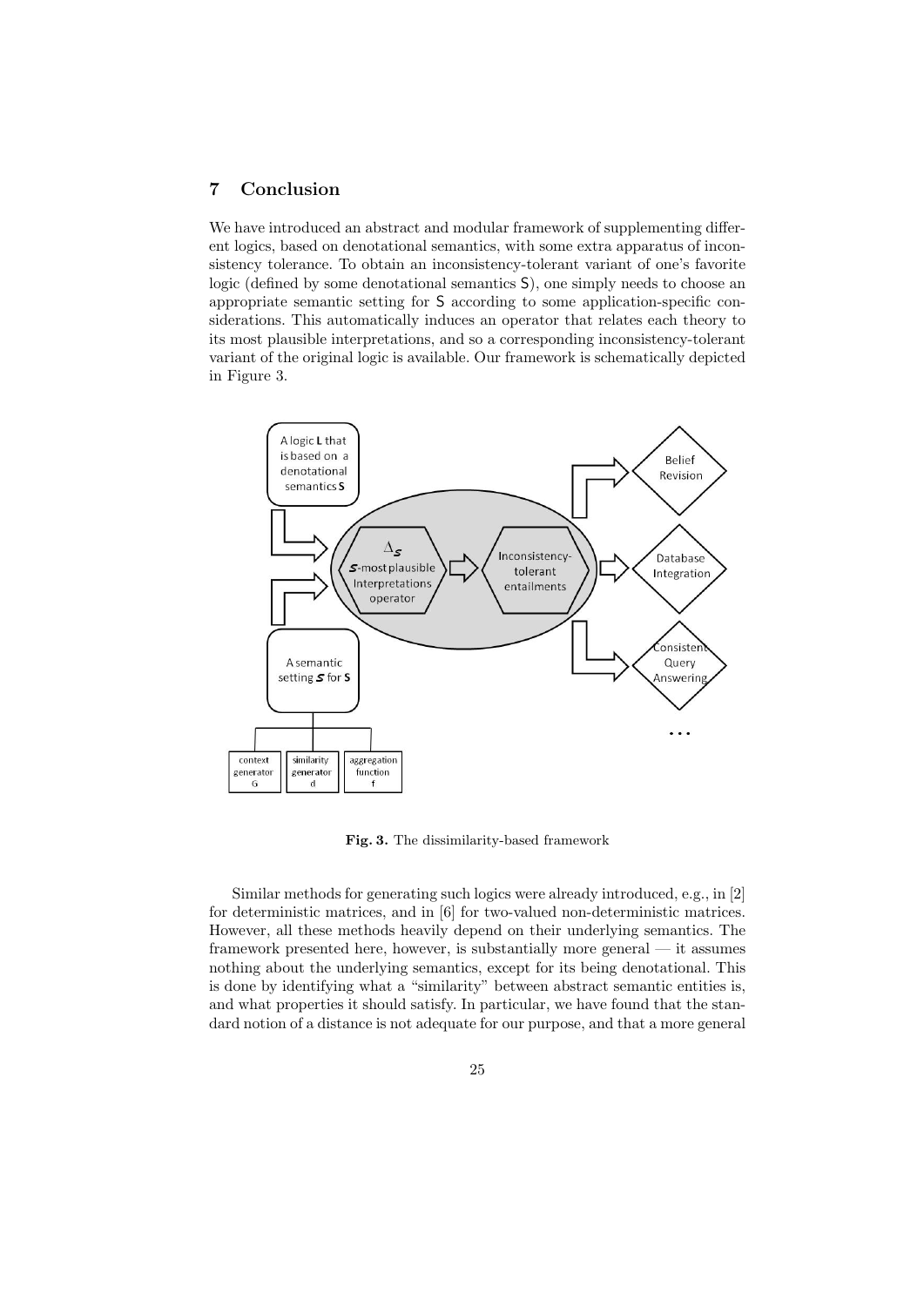## 7 Conclusion

We have introduced an abstract and modular framework of supplementing different logics, based on denotational semantics, with some extra apparatus of inconsistency tolerance. To obtain an inconsistency-tolerant variant of one's favorite logic (defined by some denotational semantics S), one simply needs to choose an appropriate semantic setting for S according to some application-specific considerations. This automatically induces an operator that relates each theory to its most plausible interpretations, and so a corresponding inconsistency-tolerant variant of the original logic is available. Our framework is schematically depicted in Figure 3.

**Fig. 3.** The dissimilarity-based framework

Similar methods for generating such logics were already introduced, e.g., in [2] for deterministic matrices, and in [6] for two-valued non-deterministic matrices. However, all these methods heavily depend on their underlying semantics. The framework presented here, however, is substantially more general — it assumes nothing about the underlying semantics, except for its being denotational. This is done by identifying what a "similarity" between abstract semantic entities is, and what properties it should satisfy. In particular, we have found that the standard notion of a distance is not adequate for our purpose, and that a more general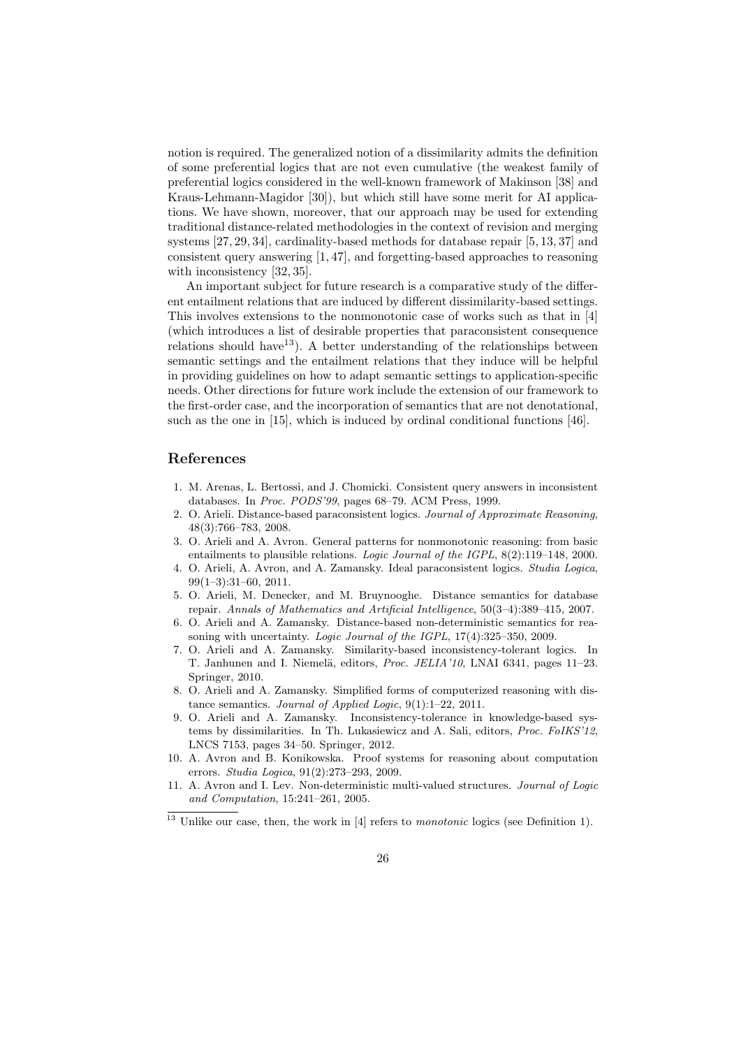notion is required. The generalized notion of a dissimilarity admits the definition of some preferential logics that are not even cumulative (the weakest family of preferential logics considered in the well-known framework of Makinson [38] and Kraus-Lehmann-Magidor [30]), but which still have some merit for AI applications. We have shown, moreover, that our approach may be used for extending traditional distance-related methodologies in the context of revision and merging systems [27, 29, 34], cardinality-based methods for database repair [5, 13, 37] and consistent query answering [1, 47], and forgetting-based approaches to reasoning with inconsistency [32, 35].

An important subject for future research is a comparative study of the different entailment relations that are induced by different dissimilarity-based settings. This involves extensions to the nonmonotonic case of works such as that in [4] (which introduces a list of desirable properties that paraconsistent consequence relations should have[13]). A better understanding of the relationships between semantic settings and the entailment relations that they induce will be helpful in providing guidelines on how to adapt semantic settings to application-specific needs. Other directions for future work include the extension of our framework to the first-order case, and the incorporation of semantics that are not denotational, such as the one in [15], which is induced by ordinal conditional functions [46].

## References

1. M. Arenas, L. Bertossi, and J. Chomicki. Consistent query answers in inconsistent databases. In *Proc. PODS'99*, pages 68–79. ACM Press, 1999.
2. O. Arieli. Distance-based paraconsistent logics. *Journal of Approximate Reasoning*, 48(3):766–783, 2008.
3. O. Arieli and A. Avron. General patterns for nonmonotonic reasoning: from basic entailments to plausible relations. *Logic Journal of the IGPL*, 8(2):119–148, 2000.
4. O. Arieli, A. Avron, and A. Zamansky. Ideal paraconsistent logics. *Studia Logica*, 99(1–3):31–60, 2011.
5. O. Arieli, M. Denecker, and M. Bruynooghe. Distance semantics for database repair. *Annals of Mathematics and Artificial Intelligence*, 50(3–4):389–415, 2007.
6. O. Arieli and A. Zamansky. Distance-based non-deterministic semantics for reasoning with uncertainty. *Logic Journal of the IGPL*, 17(4):325–350, 2009.
7. O. Arieli and A. Zamansky. Similarity-based inconsistency-tolerant logics. In T. Janhunen and I. Niemelä, editors, *Proc. JELIA'10*, LNAI 6341, pages 11–23. Springer, 2010.
8. O. Arieli and A. Zamansky. Simplified forms of computerized reasoning with distance semantics. *Journal of Applied Logic*, 9(1):1–22, 2011.
9. O. Arieli and A. Zamansky. Inconsistency-tolerance in knowledge-based systems by dissimilarities. In Th. Lukasiewicz and A. Sali, editors, *Proc. FoIKS'12*, LNCS 7153, pages 34–50. Springer, 2012.
10. A. Avron and B. Konikowska. Proof systems for reasoning about computation errors. *Studia Logica*, 91(2):273–293, 2009.
11. A. Avron and I. Lev. Non-deterministic multi-valued structures. *Journal of Logic and Computation*, 15:241–261, 2005.

[13] Unlike our case, then, the work in [4] refers to *monotonic* logics (see Definition 1).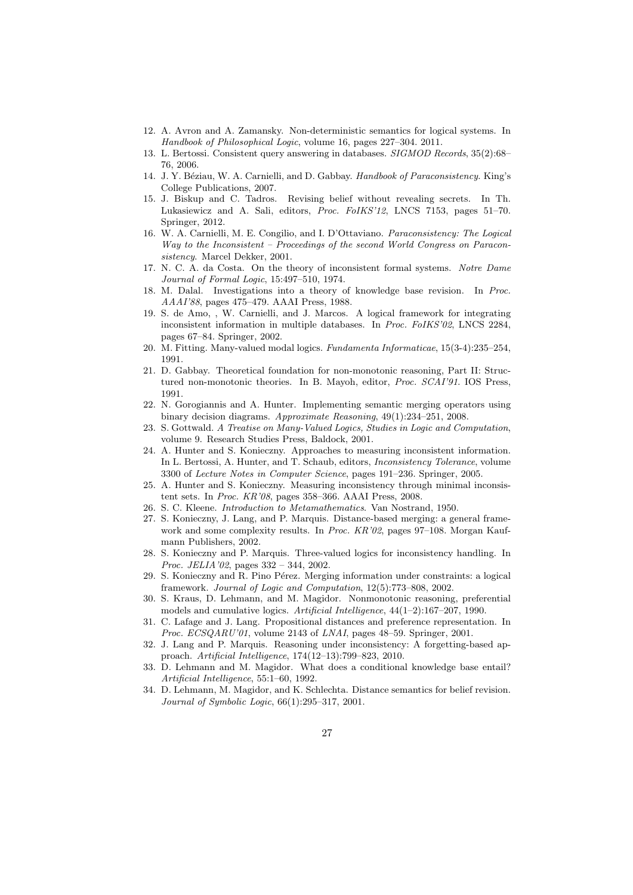12. A. Avron and A. Zamansky. Non-deterministic semantics for logical systems. In *Handbook of Philosophical Logic*, volume 16, pages 227–304. 2011.
13. L. Bertossi. Consistent query answering in databases. *SIGMOD Records*, 35(2):68–76, 2006.
14. J. Y. Béziau, W. A. Carnielli, and D. Gabbay. *Handbook of Paraconsistency*. King's College Publications, 2007.
15. J. Biskup and C. Tadros. Revising belief without revealing secrets. In Th. Lukasiewicz and A. Sali, editors, *Proc. FoIKS'12*, LNCS 7153, pages 51–70. Springer, 2012.
16. W. A. Carnielli, M. E. Congilio, and I. D'Ottaviano. *Paraconsistency: The Logical Way to the Inconsistent – Proceedings of the second World Congress on Paraconsistency*. Marcel Dekker, 2001.
17. N. C. A. da Costa. On the theory of inconsistent formal systems. *Notre Dame Journal of Formal Logic*, 15:497–510, 1974.
18. M. Dalal. Investigations into a theory of knowledge base revision. In *Proc. AAAI'88*, pages 475–479. AAAI Press, 1988.
19. S. de Amo, , W. Carnielli, and J. Marcos. A logical framework for integrating inconsistent information in multiple databases. In *Proc. FoIKS'02*, LNCS 2284, pages 67–84. Springer, 2002.
20. M. Fitting. Many-valued modal logics. *Fundamenta Informaticae*, 15(3-4):235–254, 1991.
21. D. Gabbay. Theoretical foundation for non-monotonic reasoning, Part II: Structured non-monotonic theories. In B. Mayoh, editor, *Proc. SCAI'91*. IOS Press, 1991.
22. N. Gorogiannis and A. Hunter. Implementing semantic merging operators using binary decision diagrams. *Approximate Reasoning*, 49(1):234–251, 2008.
23. S. Gottwald. *A Treatise on Many-Valued Logics, Studies in Logic and Computation*, volume 9. Research Studies Press, Baldock, 2001.
24. A. Hunter and S. Konieczny. Approaches to measuring inconsistent information. In L. Bertossi, A. Hunter, and T. Schaub, editors, *Inconsistency Tolerance*, volume 3300 of *Lecture Notes in Computer Science*, pages 191–236. Springer, 2005.
25. A. Hunter and S. Konieczny. Measuring inconsistency through minimal inconsistent sets. In *Proc. KR'08*, pages 358–366. AAAI Press, 2008.
26. S. C. Kleene. *Introduction to Metamathematics*. Van Nostrand, 1950.
27. S. Konieczny, J. Lang, and P. Marquis. Distance-based merging: a general framework and some complexity results. In *Proc. KR'02*, pages 97–108. Morgan Kaufmann Publishers, 2002.
28. S. Konieczny and P. Marquis. Three-valued logics for inconsistency handling. In *Proc. JELIA'02*, pages 332 – 344, 2002.
29. S. Konieczny and R. Pino Pérez. Merging information under constraints: a logical framework. *Journal of Logic and Computation*, 12(5):773–808, 2002.
30. S. Kraus, D. Lehmann, and M. Magidor. Nonmonotonic reasoning, preferential models and cumulative logics. *Artificial Intelligence*, 44(1–2):167–207, 1990.
31. C. Lafage and J. Lang. Propositional distances and preference representation. In *Proc. ECSQARU'01*, volume 2143 of *LNAI*, pages 48–59. Springer, 2001.
32. J. Lang and P. Marquis. Reasoning under inconsistency: A forgetting-based approach. *Artificial Intelligence*, 174(12–13):799–823, 2010.
33. D. Lehmann and M. Magidor. What does a conditional knowledge base entail? *Artificial Intelligence*, 55:1–60, 1992.
34. D. Lehmann, M. Magidor, and K. Schlechta. Distance semantics for belief revision. *Journal of Symbolic Logic*, 66(1):295–317, 2001.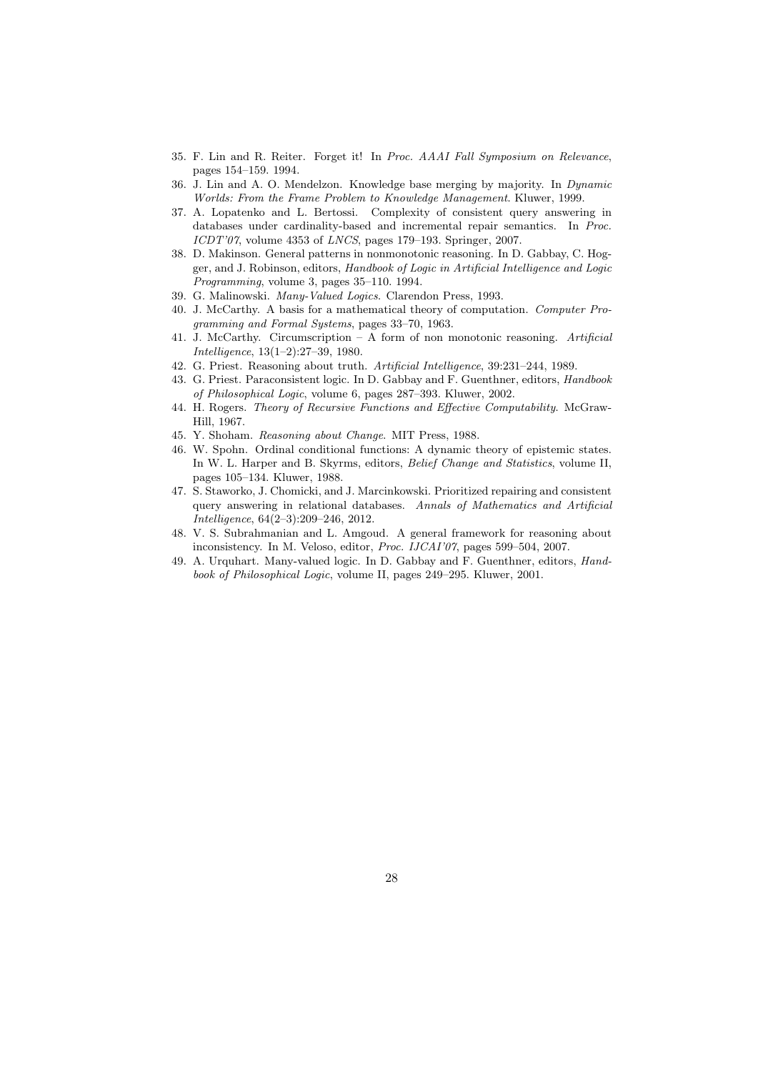35. F. Lin and R. Reiter. Forget it! In *Proc. AAAI Fall Symposium on Relevance*, pages 154–159. 1994.
36. J. Lin and A. O. Mendelzon. Knowledge base merging by majority. In *Dynamic Worlds: From the Frame Problem to Knowledge Management*. Kluwer, 1999.
37. A. Lopatenko and L. Bertossi. Complexity of consistent query answering in databases under cardinality-based and incremental repair semantics. In *Proc. ICDT'07*, volume 4353 of *LNCS*, pages 179–193. Springer, 2007.
38. D. Makinson. General patterns in nonmonotonic reasoning. In D. Gabbay, C. Hogger, and J. Robinson, editors, *Handbook of Logic in Artificial Intelligence and Logic Programming*, volume 3, pages 35–110. 1994.
39. G. Malinowski. *Many-Valued Logics*. Clarendon Press, 1993.
40. J. McCarthy. A basis for a mathematical theory of computation. *Computer Programming and Formal Systems*, pages 33–70, 1963.
41. J. McCarthy. Circumscription – A form of non monotonic reasoning. *Artificial Intelligence*, 13(1–2):27–39, 1980.
42. G. Priest. Reasoning about truth. *Artificial Intelligence*, 39:231–244, 1989.
43. G. Priest. Paraconsistent logic. In D. Gabbay and F. Guenthner, editors, *Handbook of Philosophical Logic*, volume 6, pages 287–393. Kluwer, 2002.
44. H. Rogers. *Theory of Recursive Functions and Effective Computability*. McGraw-Hill, 1967.
45. Y. Shoham. *Reasoning about Change*. MIT Press, 1988.
46. W. Spohn. Ordinal conditional functions: A dynamic theory of epistemic states. In W. L. Harper and B. Skyrms, editors, *Belief Change and Statistics*, volume II, pages 105–134. Kluwer, 1988.
47. S. Staworko, J. Chomicki, and J. Marcinkowski. Prioritized repairing and consistent query answering in relational databases. *Annals of Mathematics and Artificial Intelligence*, 64(2–3):209–246, 2012.
48. V. S. Subrahmanian and L. Amgoud. A general framework for reasoning about inconsistency. In M. Veloso, editor, *Proc. IJCAI'07*, pages 599–504, 2007.
49. A. Urquhart. Many-valued logic. In D. Gabbay and F. Guenthner, editors, *Handbook of Philosophical Logic*, volume II, pages 249–295. Kluwer, 2001.